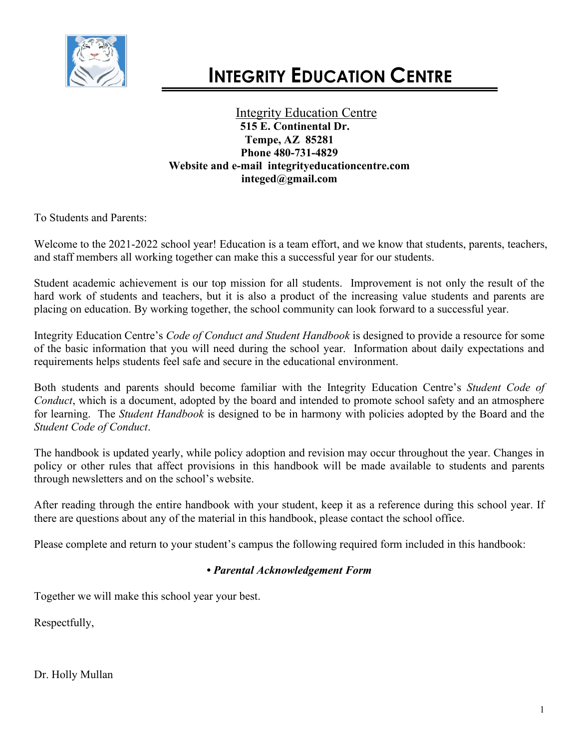# INTEGRITY EDUCATION CENTRE

Integrity Education Centre
**515 E. Continental Dr.**
**Tempe, AZ 85281**
**Phone 480-731-4829**
**Website and e-mail integrityeducationcentre.com**
**integed@gmail.com**

To Students and Parents:

Welcome to the 2021-2022 school year! Education is a team effort, and we know that students, parents, teachers, and staff members all working together can make this a successful year for our students.

Student academic achievement is our top mission for all students. Improvement is not only the result of the hard work of students and teachers, but it is also a product of the increasing value students and parents are placing on education. By working together, the school community can look forward to a successful year.

Integrity Education Centre's *Code of Conduct and Student Handbook* is designed to provide a resource for some of the basic information that you will need during the school year. Information about daily expectations and requirements helps students feel safe and secure in the educational environment.

Both students and parents should become familiar with the Integrity Education Centre's *Student Code of Conduct*, which is a document, adopted by the board and intended to promote school safety and an atmosphere for learning. The *Student Handbook* is designed to be in harmony with policies adopted by the Board and the *Student Code of Conduct*.

The handbook is updated yearly, while policy adoption and revision may occur throughout the year. Changes in policy or other rules that affect provisions in this handbook will be made available to students and parents through newsletters and on the school's website.

After reading through the entire handbook with your student, keep it as a reference during this school year. If there are questions about any of the material in this handbook, please contact the school office.

Please complete and return to your student's campus the following required form included in this handbook:

**• *Parental Acknowledgement Form***

Together we will make this school year your best.

Respectfully,

Dr. Holly Mullan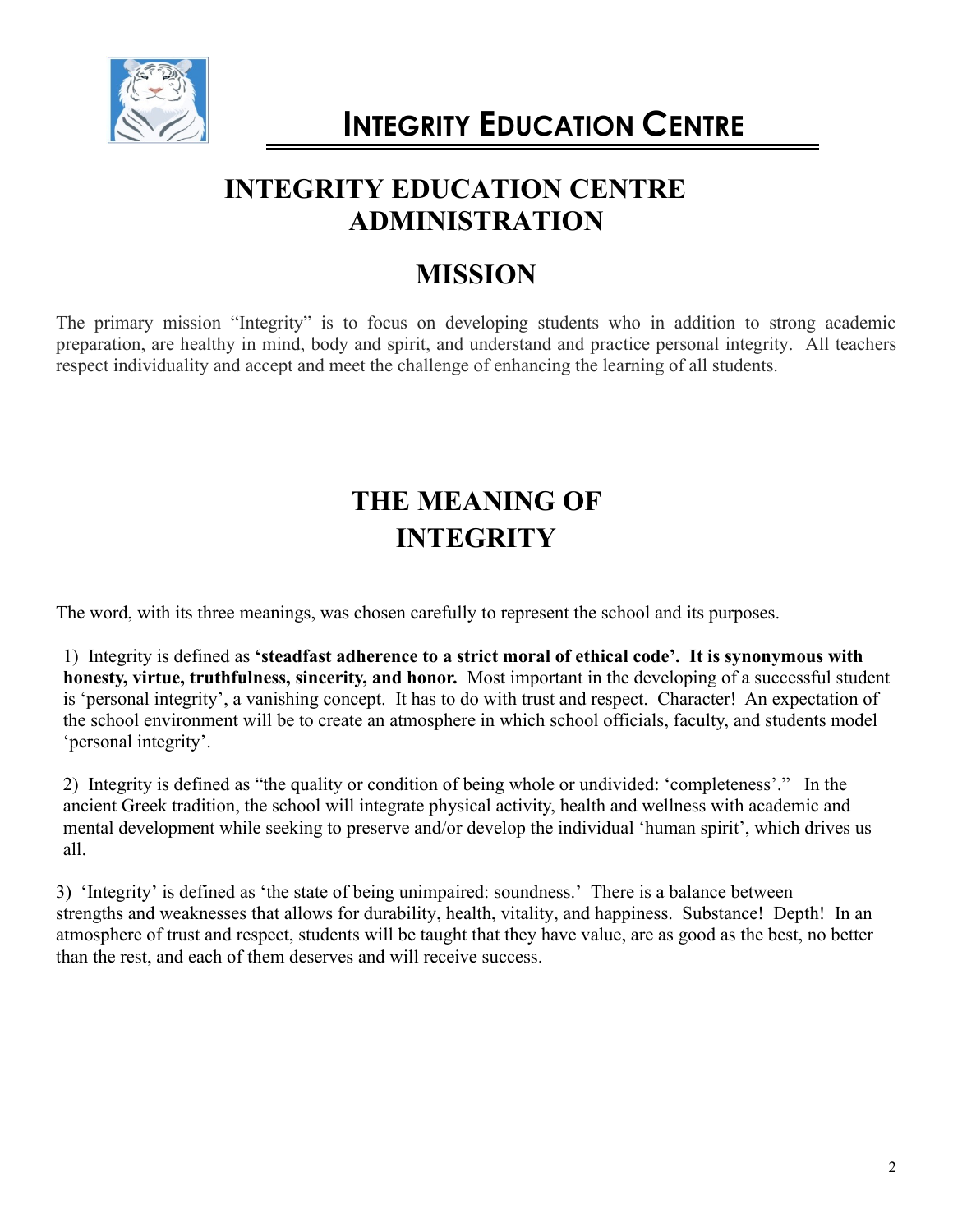# Integrity Education Centre

## INTEGRITY EDUCATION CENTRE ADMINISTRATION

## MISSION

The primary mission "Integrity" is to focus on developing students who in addition to strong academic preparation, are healthy in mind, body and spirit, and understand and practice personal integrity. All teachers respect individuality and accept and meet the challenge of enhancing the learning of all students.

## THE MEANING OF INTEGRITY

The word, with its three meanings, was chosen carefully to represent the school and its purposes.

1) Integrity is defined as **'steadfast adherence to a strict moral of ethical code'. It is synonymous with honesty, virtue, truthfulness, sincerity, and honor.** Most important in the developing of a successful student is 'personal integrity', a vanishing concept. It has to do with trust and respect. Character! An expectation of the school environment will be to create an atmosphere in which school officials, faculty, and students model 'personal integrity'.

2) Integrity is defined as "the quality or condition of being whole or undivided: 'completeness'." In the ancient Greek tradition, the school will integrate physical activity, health and wellness with academic and mental development while seeking to preserve and/or develop the individual 'human spirit', which drives us all.

3) 'Integrity' is defined as 'the state of being unimpaired: soundness.' There is a balance between strengths and weaknesses that allows for durability, health, vitality, and happiness. Substance! Depth! In an atmosphere of trust and respect, students will be taught that they have value, are as good as the best, no better than the rest, and each of them deserves and will receive success.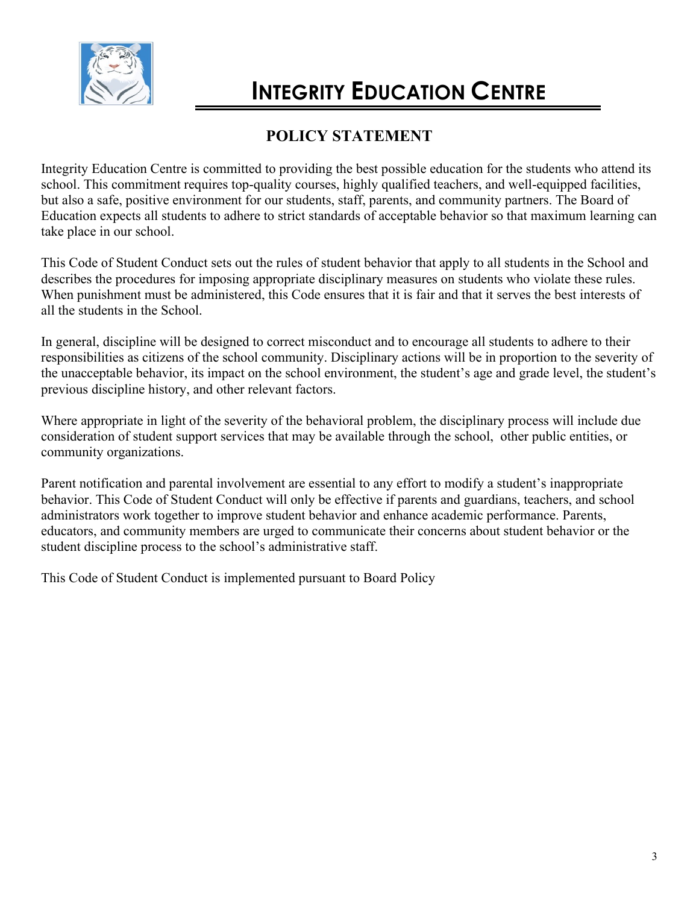# INTEGRITY EDUCATION CENTRE

## POLICY STATEMENT

Integrity Education Centre is committed to providing the best possible education for the students who attend its school. This commitment requires top-quality courses, highly qualified teachers, and well-equipped facilities, but also a safe, positive environment for our students, staff, parents, and community partners. The Board of Education expects all students to adhere to strict standards of acceptable behavior so that maximum learning can take place in our school.

This Code of Student Conduct sets out the rules of student behavior that apply to all students in the School and describes the procedures for imposing appropriate disciplinary measures on students who violate these rules. When punishment must be administered, this Code ensures that it is fair and that it serves the best interests of all the students in the School.

In general, discipline will be designed to correct misconduct and to encourage all students to adhere to their responsibilities as citizens of the school community. Disciplinary actions will be in proportion to the severity of the unacceptable behavior, its impact on the school environment, the student's age and grade level, the student's previous discipline history, and other relevant factors.

Where appropriate in light of the severity of the behavioral problem, the disciplinary process will include due consideration of student support services that may be available through the school, other public entities, or community organizations.

Parent notification and parental involvement are essential to any effort to modify a student's inappropriate behavior. This Code of Student Conduct will only be effective if parents and guardians, teachers, and school administrators work together to improve student behavior and enhance academic performance. Parents, educators, and community members are urged to communicate their concerns about student behavior or the student discipline process to the school's administrative staff.

This Code of Student Conduct is implemented pursuant to Board Policy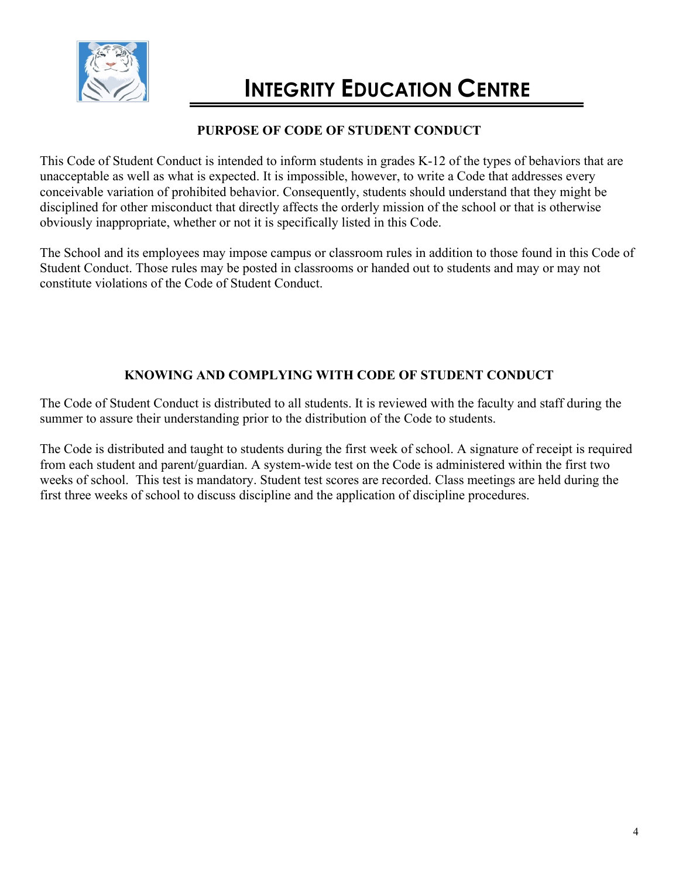# INTEGRITY EDUCATION CENTRE

## PURPOSE OF CODE OF STUDENT CONDUCT

This Code of Student Conduct is intended to inform students in grades K-12 of the types of behaviors that are unacceptable as well as what is expected. It is impossible, however, to write a Code that addresses every conceivable variation of prohibited behavior. Consequently, students should understand that they might be disciplined for other misconduct that directly affects the orderly mission of the school or that is otherwise obviously inappropriate, whether or not it is specifically listed in this Code.

The School and its employees may impose campus or classroom rules in addition to those found in this Code of Student Conduct. Those rules may be posted in classrooms or handed out to students and may or may not constitute violations of the Code of Student Conduct.

## KNOWING AND COMPLYING WITH CODE OF STUDENT CONDUCT

The Code of Student Conduct is distributed to all students. It is reviewed with the faculty and staff during the summer to assure their understanding prior to the distribution of the Code to students.

The Code is distributed and taught to students during the first week of school. A signature of receipt is required from each student and parent/guardian. A system-wide test on the Code is administered within the first two weeks of school. This test is mandatory. Student test scores are recorded. Class meetings are held during the first three weeks of school to discuss discipline and the application of discipline procedures.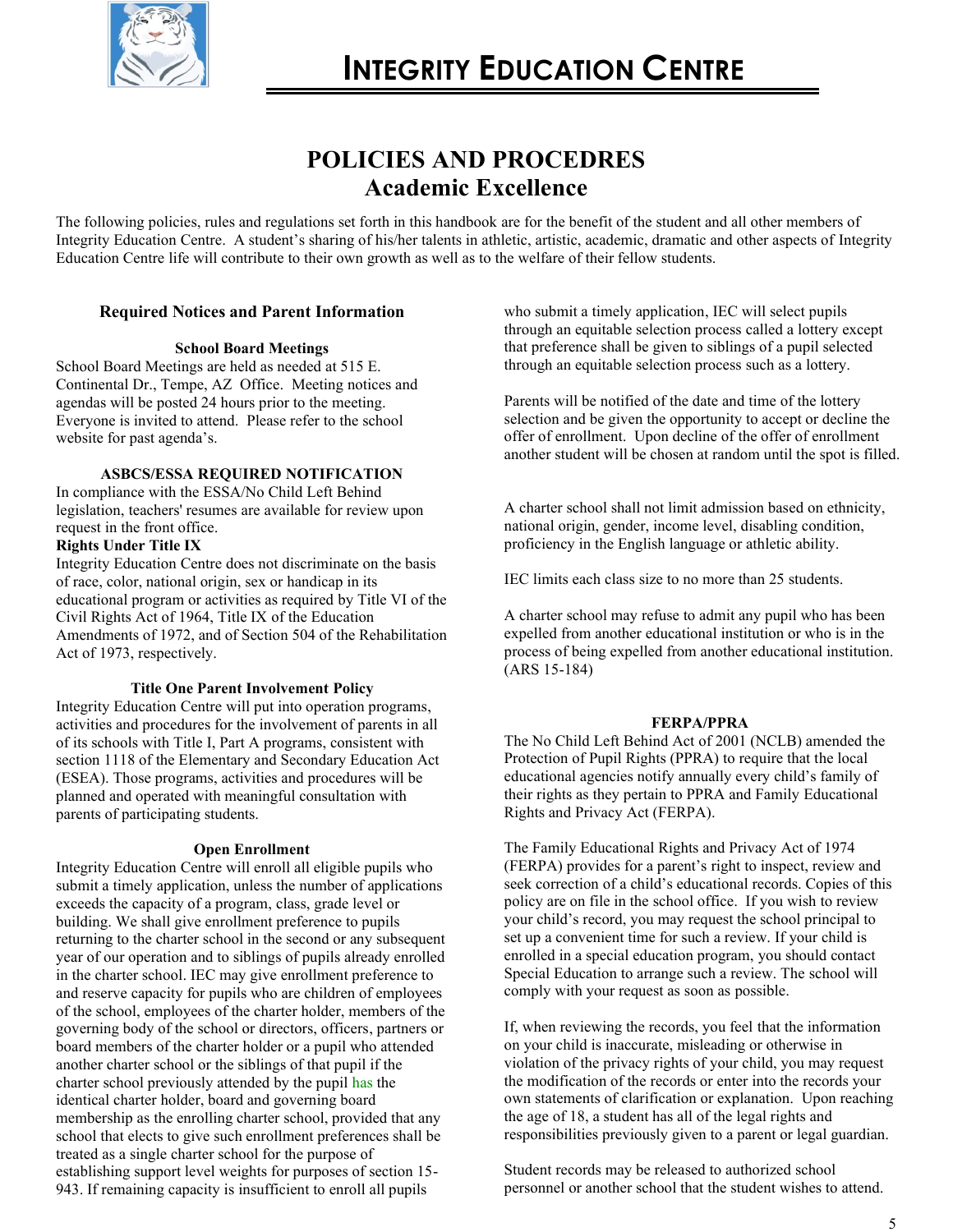// INTEGRITY EDUCATION CENTRE

# POLICIES AND PROCEDRES
## Academic Excellence

The following policies, rules and regulations set forth in this handbook are for the benefit of the student and all other members of Integrity Education Centre. A student's sharing of his/her talents in athletic, artistic, academic, dramatic and other aspects of Integrity Education Centre life will contribute to their own growth as well as to the welfare of their fellow students.

### Required Notices and Parent Information

#### School Board Meetings

School Board Meetings are held as needed at 515 E. Continental Dr., Tempe, AZ Office. Meeting notices and agendas will be posted 24 hours prior to the meeting. Everyone is invited to attend. Please refer to the school website for past agenda's.

#### ASBCS/ESSA REQUIRED NOTIFICATION

In compliance with the ESSA/No Child Left Behind legislation, teachers' resumes are available for review upon request in the front office.

**Rights Under Title IX**

Integrity Education Centre does not discriminate on the basis of race, color, national origin, sex or handicap in its educational program or activities as required by Title VI of the Civil Rights Act of 1964, Title IX of the Education Amendments of 1972, and of Section 504 of the Rehabilitation Act of 1973, respectively.

#### Title One Parent Involvement Policy

Integrity Education Centre will put into operation programs, activities and procedures for the involvement of parents in all of its schools with Title I, Part A programs, consistent with section 1118 of the Elementary and Secondary Education Act (ESEA). Those programs, activities and procedures will be planned and operated with meaningful consultation with parents of participating students.

#### Open Enrollment

Integrity Education Centre will enroll all eligible pupils who submit a timely application, unless the number of applications exceeds the capacity of a program, class, grade level or building. We shall give enrollment preference to pupils returning to the charter school in the second or any subsequent year of our operation and to siblings of pupils already enrolled in the charter school. IEC may give enrollment preference to and reserve capacity for pupils who are children of employees of the school, employees of the charter holder, members of the governing body of the school or directors, officers, partners or board members of the charter holder or a pupil who attended another charter school or the siblings of that pupil if the charter school previously attended by the pupil has the identical charter holder, board and governing board membership as the enrolling charter school, provided that any school that elects to give such enrollment preferences shall be treated as a single charter school for the purpose of establishing support level weights for purposes of section 15-943. If remaining capacity is insufficient to enroll all pupils who submit a timely application, IEC will select pupils through an equitable selection process called a lottery except that preference shall be given to siblings of a pupil selected through an equitable selection process such as a lottery.

Parents will be notified of the date and time of the lottery selection and be given the opportunity to accept or decline the offer of enrollment. Upon decline of the offer of enrollment another student will be chosen at random until the spot is filled.

A charter school shall not limit admission based on ethnicity, national origin, gender, income level, disabling condition, proficiency in the English language or athletic ability.

IEC limits each class size to no more than 25 students.

A charter school may refuse to admit any pupil who has been expelled from another educational institution or who is in the process of being expelled from another educational institution. (ARS 15-184)

#### FERPA/PPRA

The No Child Left Behind Act of 2001 (NCLB) amended the Protection of Pupil Rights (PPRA) to require that the local educational agencies notify annually every child's family of their rights as they pertain to PPRA and Family Educational Rights and Privacy Act (FERPA).

The Family Educational Rights and Privacy Act of 1974 (FERPA) provides for a parent's right to inspect, review and seek correction of a child's educational records. Copies of this policy are on file in the school office. If you wish to review your child's record, you may request the school principal to set up a convenient time for such a review. If your child is enrolled in a special education program, you should contact Special Education to arrange such a review. The school will comply with your request as soon as possible.

If, when reviewing the records, you feel that the information on your child is inaccurate, misleading or otherwise in violation of the privacy rights of your child, you may request the modification of the records or enter into the records your own statements of clarification or explanation. Upon reaching the age of 18, a student has all of the legal rights and responsibilities previously given to a parent or legal guardian.

Student records may be released to authorized school personnel or another school that the student wishes to attend.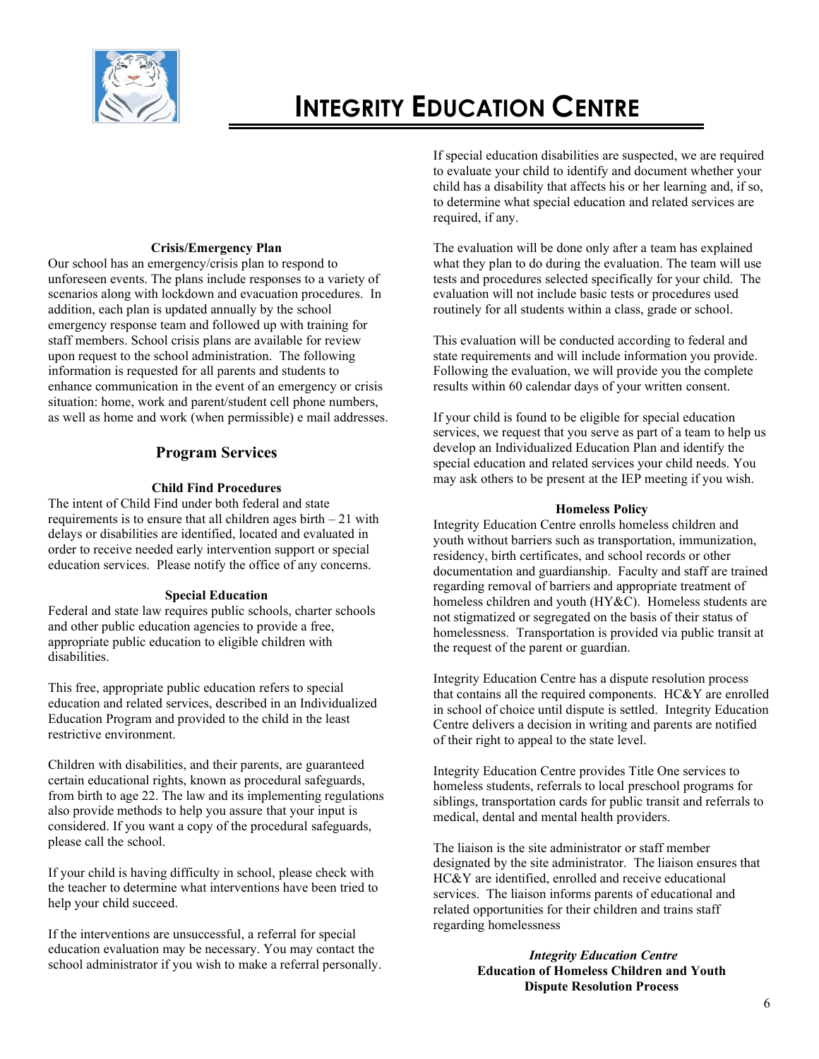# Integrity Education Centre

### Crisis/Emergency Plan

Our school has an emergency/crisis plan to respond to unforeseen events. The plans include responses to a variety of scenarios along with lockdown and evacuation procedures. In addition, each plan is updated annually by the school emergency response team and followed up with training for staff members. School crisis plans are available for review upon request to the school administration. The following information is requested for all parents and students to enhance communication in the event of an emergency or crisis situation: home, work and parent/student cell phone numbers, as well as home and work (when permissible) e mail addresses.

## Program Services

### Child Find Procedures

The intent of Child Find under both federal and state requirements is to ensure that all children ages birth – 21 with delays or disabilities are identified, located and evaluated in order to receive needed early intervention support or special education services. Please notify the office of any concerns.

### Special Education

Federal and state law requires public schools, charter schools and other public education agencies to provide a free, appropriate public education to eligible children with disabilities.

This free, appropriate public education refers to special education and related services, described in an Individualized Education Program and provided to the child in the least restrictive environment.

Children with disabilities, and their parents, are guaranteed certain educational rights, known as procedural safeguards, from birth to age 22. The law and its implementing regulations also provide methods to help you assure that your input is considered. If you want a copy of the procedural safeguards, please call the school.

If your child is having difficulty in school, please check with the teacher to determine what interventions have been tried to help your child succeed.

If the interventions are unsuccessful, a referral for special education evaluation may be necessary. You may contact the school administrator if you wish to make a referral personally.

If special education disabilities are suspected, we are required to evaluate your child to identify and document whether your child has a disability that affects his or her learning and, if so, to determine what special education and related services are required, if any.

The evaluation will be done only after a team has explained what they plan to do during the evaluation. The team will use tests and procedures selected specifically for your child. The evaluation will not include basic tests or procedures used routinely for all students within a class, grade or school.

This evaluation will be conducted according to federal and state requirements and will include information you provide. Following the evaluation, we will provide you the complete results within 60 calendar days of your written consent.

If your child is found to be eligible for special education services, we request that you serve as part of a team to help us develop an Individualized Education Plan and identify the special education and related services your child needs. You may ask others to be present at the IEP meeting if you wish.

### Homeless Policy

Integrity Education Centre enrolls homeless children and youth without barriers such as transportation, immunization, residency, birth certificates, and school records or other documentation and guardianship. Faculty and staff are trained regarding removal of barriers and appropriate treatment of homeless children and youth (HY&C). Homeless students are not stigmatized or segregated on the basis of their status of homelessness. Transportation is provided via public transit at the request of the parent or guardian.

Integrity Education Centre has a dispute resolution process that contains all the required components. HC&Y are enrolled in school of choice until dispute is settled. Integrity Education Centre delivers a decision in writing and parents are notified of their right to appeal to the state level.

Integrity Education Centre provides Title One services to homeless students, referrals to local preschool programs for siblings, transportation cards for public transit and referrals to medical, dental and mental health providers.

The liaison is the site administrator or staff member designated by the site administrator. The liaison ensures that HC&Y are identified, enrolled and receive educational services. The liaison informs parents of educational and related opportunities for their children and trains staff regarding homelessness

*Integrity Education Centre*
**Education of Homeless Children and Youth**
**Dispute Resolution Process**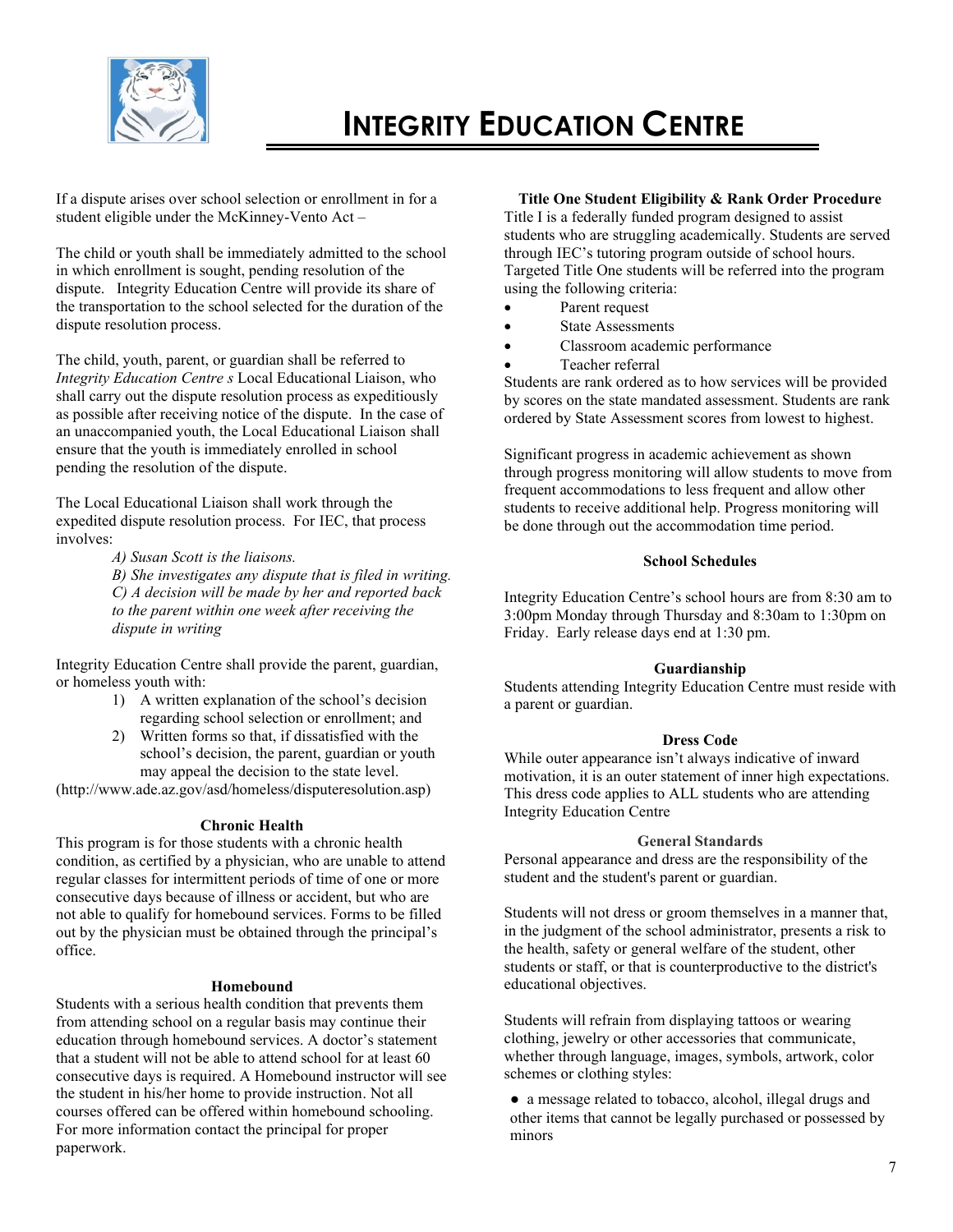If a dispute arises over school selection or enrollment in for a student eligible under the McKinney-Vento Act –

The child or youth shall be immediately admitted to the school in which enrollment is sought, pending resolution of the dispute. Integrity Education Centre will provide its share of the transportation to the school selected for the duration of the dispute resolution process.

The child, youth, parent, or guardian shall be referred to *Integrity Education Centre s* Local Educational Liaison, who shall carry out the dispute resolution process as expeditiously as possible after receiving notice of the dispute. In the case of an unaccompanied youth, the Local Educational Liaison shall ensure that the youth is immediately enrolled in school pending the resolution of the dispute.

The Local Educational Liaison shall work through the expedited dispute resolution process. For IEC, that process involves:

> *A) Susan Scott is the liaisons.*
> *B) She investigates any dispute that is filed in writing.*
> *C) A decision will be made by her and reported back to the parent within one week after receiving the dispute in writing*

Integrity Education Centre shall provide the parent, guardian, or homeless youth with:

1) A written explanation of the school's decision regarding school selection or enrollment; and
2) Written forms so that, if dissatisfied with the school's decision, the parent, guardian or youth may appeal the decision to the state level.

(http://www.ade.az.gov/asd/homeless/disputeresolution.asp)

### Chronic Health

This program is for those students with a chronic health condition, as certified by a physician, who are unable to attend regular classes for intermittent periods of time of one or more consecutive days because of illness or accident, but who are not able to qualify for homebound services. Forms to be filled out by the physician must be obtained through the principal's office.

### Homebound

Students with a serious health condition that prevents them from attending school on a regular basis may continue their education through homebound services. A doctor's statement that a student will not be able to attend school for at least 60 consecutive days is required. A Homebound instructor will see the student in his/her home to provide instruction. Not all courses offered can be offered within homebound schooling. For more information contact the principal for proper paperwork.

### Title One Student Eligibility & Rank Order Procedure

Title I is a federally funded program designed to assist students who are struggling academically. Students are served through IEC's tutoring program outside of school hours. Targeted Title One students will be referred into the program using the following criteria:

- Parent request
- State Assessments
- Classroom academic performance
- Teacher referral

Students are rank ordered as to how services will be provided by scores on the state mandated assessment. Students are rank ordered by State Assessment scores from lowest to highest.

Significant progress in academic achievement as shown through progress monitoring will allow students to move from frequent accommodations to less frequent and allow other students to receive additional help. Progress monitoring will be done through out the accommodation time period.

### School Schedules

Integrity Education Centre's school hours are from 8:30 am to 3:00pm Monday through Thursday and 8:30am to 1:30pm on Friday. Early release days end at 1:30 pm.

### Guardianship

Students attending Integrity Education Centre must reside with a parent or guardian.

### Dress Code

While outer appearance isn't always indicative of inward motivation, it is an outer statement of inner high expectations. This dress code applies to ALL students who are attending Integrity Education Centre

#### General Standards

Personal appearance and dress are the responsibility of the student and the student's parent or guardian.

Students will not dress or groom themselves in a manner that, in the judgment of the school administrator, presents a risk to the health, safety or general welfare of the student, other students or staff, or that is counterproductive to the district's educational objectives.

Students will refrain from displaying tattoos or wearing clothing, jewelry or other accessories that communicate, whether through language, images, symbols, artwork, color schemes or clothing styles:

- a message related to tobacco, alcohol, illegal drugs and other items that cannot be legally purchased or possessed by minors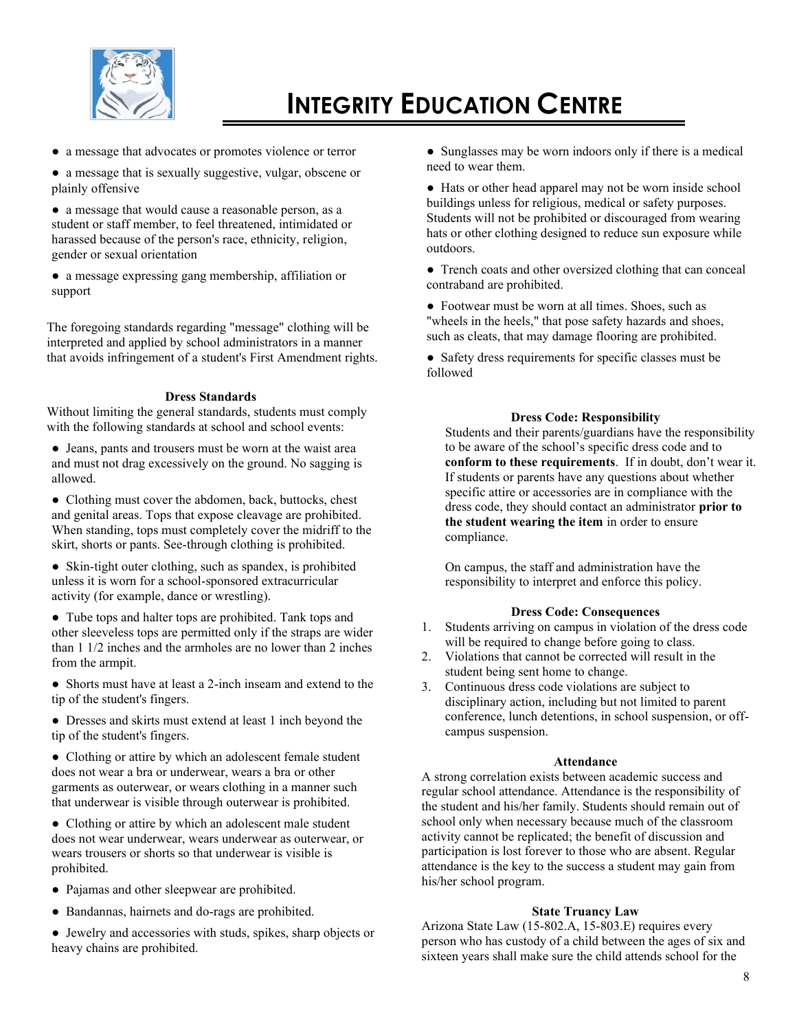- a message that advocates or promotes violence or terror
- a message that is sexually suggestive, vulgar, obscene or plainly offensive
- a message that would cause a reasonable person, as a student or staff member, to feel threatened, intimidated or harassed because of the person's race, ethnicity, religion, gender or sexual orientation
- a message expressing gang membership, affiliation or support

The foregoing standards regarding "message" clothing will be interpreted and applied by school administrators in a manner that avoids infringement of a student's First Amendment rights.

### Dress Standards

Without limiting the general standards, students must comply with the following standards at school and school events:

- Jeans, pants and trousers must be worn at the waist area and must not drag excessively on the ground. No sagging is allowed.
- Clothing must cover the abdomen, back, buttocks, chest and genital areas. Tops that expose cleavage are prohibited. When standing, tops must completely cover the midriff to the skirt, shorts or pants. See-through clothing is prohibited.
- Skin-tight outer clothing, such as spandex, is prohibited unless it is worn for a school-sponsored extracurricular activity (for example, dance or wrestling).
- Tube tops and halter tops are prohibited. Tank tops and other sleeveless tops are permitted only if the straps are wider than 1 1/2 inches and the armholes are no lower than 2 inches from the armpit.
- Shorts must have at least a 2-inch inseam and extend to the tip of the student's fingers.
- Dresses and skirts must extend at least 1 inch beyond the tip of the student's fingers.
- Clothing or attire by which an adolescent female student does not wear a bra or underwear, wears a bra or other garments as outerwear, or wears clothing in a manner such that underwear is visible through outerwear is prohibited.
- Clothing or attire by which an adolescent male student does not wear underwear, wears underwear as outerwear, or wears trousers or shorts so that underwear is visible is prohibited.
- Pajamas and other sleepwear are prohibited.
- Bandannas, hairnets and do-rags are prohibited.
- Jewelry and accessories with studs, spikes, sharp objects or heavy chains are prohibited.
- Sunglasses may be worn indoors only if there is a medical need to wear them.
- Hats or other head apparel may not be worn inside school buildings unless for religious, medical or safety purposes. Students will not be prohibited or discouraged from wearing hats or other clothing designed to reduce sun exposure while outdoors.
- Trench coats and other oversized clothing that can conceal contraband are prohibited.
- Footwear must be worn at all times. Shoes, such as "wheels in the heels," that pose safety hazards and shoes, such as cleats, that may damage flooring are prohibited.
- Safety dress requirements for specific classes must be followed

### Dress Code: Responsibility

Students and their parents/guardians have the responsibility to be aware of the school's specific dress code and to **conform to these requirements**. If in doubt, don't wear it. If students or parents have any questions about whether specific attire or accessories are in compliance with the dress code, they should contact an administrator **prior to the student wearing the item** in order to ensure compliance.

On campus, the staff and administration have the responsibility to interpret and enforce this policy.

### Dress Code: Consequences

1. Students arriving on campus in violation of the dress code will be required to change before going to class.
2. Violations that cannot be corrected will result in the student being sent home to change.
3. Continuous dress code violations are subject to disciplinary action, including but not limited to parent conference, lunch detentions, in school suspension, or off-campus suspension.

### Attendance

A strong correlation exists between academic success and regular school attendance. Attendance is the responsibility of the student and his/her family. Students should remain out of school only when necessary because much of the classroom activity cannot be replicated; the benefit of discussion and participation is lost forever to those who are absent. Regular attendance is the key to the success a student may gain from his/her school program.

### State Truancy Law

Arizona State Law (15-802.A, 15-803.E) requires every person who has custody of a child between the ages of six and sixteen years shall make sure the child attends school for the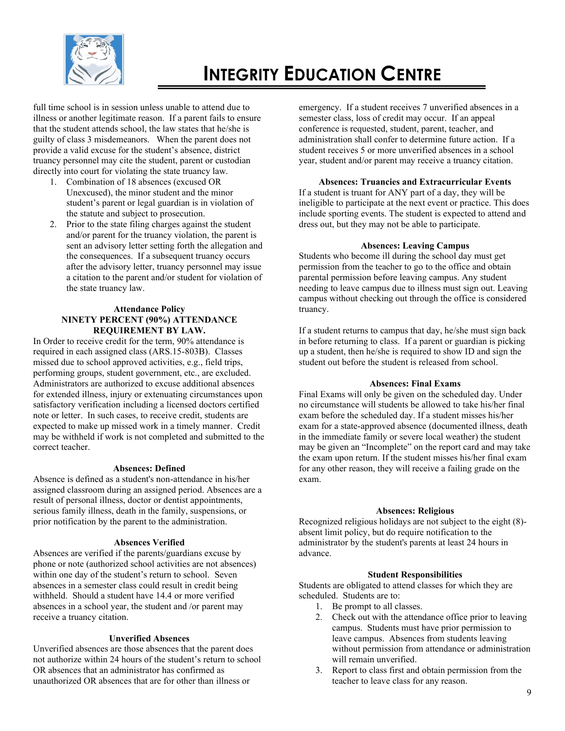full time school is in session unless unable to attend due to illness or another legitimate reason. If a parent fails to ensure that the student attends school, the law states that he/she is guilty of class 3 misdemeanors. When the parent does not provide a valid excuse for the student's absence, district truancy personnel may cite the student, parent or custodian directly into court for violating the state truancy law.

1. Combination of 18 absences (excused OR Unexcused), the minor student and the minor student's parent or legal guardian is in violation of the statute and subject to prosecution.
2. Prior to the state filing charges against the student and/or parent for the truancy violation, the parent is sent an advisory letter setting forth the allegation and the consequences. If a subsequent truancy occurs after the advisory letter, truancy personnel may issue a citation to the parent and/or student for violation of the state truancy law.

**Attendance Policy**
**NINETY PERCENT (90%) ATTENDANCE REQUIREMENT BY LAW.**

In Order to receive credit for the term, 90% attendance is required in each assigned class (ARS.15-803B). Classes missed due to school approved activities, e.g., field trips, performing groups, student government, etc., are excluded. Administrators are authorized to excuse additional absences for extended illness, injury or extenuating circumstances upon satisfactory verification including a licensed doctors certified note or letter. In such cases, to receive credit, students are expected to make up missed work in a timely manner. Credit may be withheld if work is not completed and submitted to the correct teacher.

**Absences: Defined**

Absence is defined as a student's non-attendance in his/her assigned classroom during an assigned period. Absences are a result of personal illness, doctor or dentist appointments, serious family illness, death in the family, suspensions, or prior notification by the parent to the administration.

**Absences Verified**

Absences are verified if the parents/guardians excuse by phone or note (authorized school activities are not absences) within one day of the student's return to school. Seven absences in a semester class could result in credit being withheld. Should a student have 14.4 or more verified absences in a school year, the student and /or parent may receive a truancy citation.

**Unverified Absences**

Unverified absences are those absences that the parent does not authorize within 24 hours of the student's return to school OR absences that an administrator has confirmed as unauthorized OR absences that are for other than illness or emergency. If a student receives 7 unverified absences in a semester class, loss of credit may occur. If an appeal conference is requested, student, parent, teacher, and administration shall confer to determine future action. If a student receives 5 or more unverified absences in a school year, student and/or parent may receive a truancy citation.

**Absences: Truancies and Extracurricular Events**

If a student is truant for ANY part of a day, they will be ineligible to participate at the next event or practice. This does include sporting events. The student is expected to attend and dress out, but they may not be able to participate.

**Absences: Leaving Campus**

Students who become ill during the school day must get permission from the teacher to go to the office and obtain parental permission before leaving campus. Any student needing to leave campus due to illness must sign out. Leaving campus without checking out through the office is considered truancy.

If a student returns to campus that day, he/she must sign back in before returning to class. If a parent or guardian is picking up a student, then he/she is required to show ID and sign the student out before the student is released from school.

**Absences: Final Exams**

Final Exams will only be given on the scheduled day. Under no circumstance will students be allowed to take his/her final exam before the scheduled day. If a student misses his/her exam for a state-approved absence (documented illness, death in the immediate family or severe local weather) the student may be given an "Incomplete" on the report card and may take the exam upon return. If the student misses his/her final exam for any other reason, they will receive a failing grade on the exam.

**Absences: Religious**

Recognized religious holidays are not subject to the eight (8)-absent limit policy, but do require notification to the administrator by the student's parents at least 24 hours in advance.

**Student Responsibilities**

Students are obligated to attend classes for which they are scheduled. Students are to:

1. Be prompt to all classes.
2. Check out with the attendance office prior to leaving campus. Students must have prior permission to leave campus. Absences from students leaving without permission from attendance or administration will remain unverified.
3. Report to class first and obtain permission from the teacher to leave class for any reason.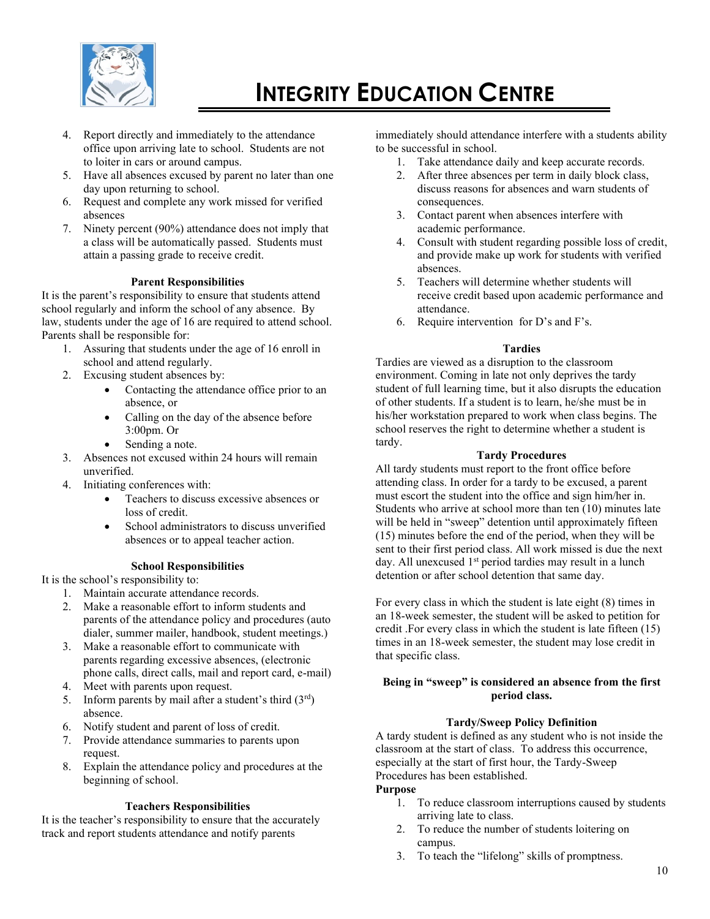4. Report directly and immediately to the attendance office upon arriving late to school. Students are not to loiter in cars or around campus.
5. Have all absences excused by parent no later than one day upon returning to school.
6. Request and complete any work missed for verified absences
7. Ninety percent (90%) attendance does not imply that a class will be automatically passed. Students must attain a passing grade to receive credit.

**Parent Responsibilities**

It is the parent's responsibility to ensure that students attend school regularly and inform the school of any absence. By law, students under the age of 16 are required to attend school. Parents shall be responsible for:

1. Assuring that students under the age of 16 enroll in school and attend regularly.
2. Excusing student absences by:
   - Contacting the attendance office prior to an absence, or
   - Calling on the day of the absence before 3:00pm. Or
   - Sending a note.
3. Absences not excused within 24 hours will remain unverified.
4. Initiating conferences with:
   - Teachers to discuss excessive absences or loss of credit.
   - School administrators to discuss unverified absences or to appeal teacher action.

**School Responsibilities**

It is the school's responsibility to:

1. Maintain accurate attendance records.
2. Make a reasonable effort to inform students and parents of the attendance policy and procedures (auto dialer, summer mailer, handbook, student meetings.)
3. Make a reasonable effort to communicate with parents regarding excessive absences, (electronic phone calls, direct calls, mail and report card, e-mail)
4. Meet with parents upon request.
5. Inform parents by mail after a student's third (3rd) absence.
6. Notify student and parent of loss of credit.
7. Provide attendance summaries to parents upon request.
8. Explain the attendance policy and procedures at the beginning of school.

**Teachers Responsibilities**

It is the teacher's responsibility to ensure that the accurately track and report students attendance and notify parents immediately should attendance interfere with a students ability to be successful in school.

1. Take attendance daily and keep accurate records.
2. After three absences per term in daily block class, discuss reasons for absences and warn students of consequences.
3. Contact parent when absences interfere with academic performance.
4. Consult with student regarding possible loss of credit, and provide make up work for students with verified absences.
5. Teachers will determine whether students will receive credit based upon academic performance and attendance.
6. Require intervention for D's and F's.

**Tardies**

Tardies are viewed as a disruption to the classroom environment. Coming in late not only deprives the tardy student of full learning time, but it also disrupts the education of other students. If a student is to learn, he/she must be in his/her workstation prepared to work when class begins. The school reserves the right to determine whether a student is tardy.

**Tardy Procedures**

All tardy students must report to the front office before attending class. In order for a tardy to be excused, a parent must escort the student into the office and sign him/her in. Students who arrive at school more than ten (10) minutes late will be held in "sweep" detention until approximately fifteen (15) minutes before the end of the period, when they will be sent to their first period class. All work missed is due the next day. All unexcused 1st period tardies may result in a lunch detention or after school detention that same day.

For every class in which the student is late eight (8) times in an 18-week semester, the student will be asked to petition for credit .For every class in which the student is late fifteen (15) times in an 18-week semester, the student may lose credit in that specific class.

**Being in "sweep" is considered an absence from the first period class.**

**Tardy/Sweep Policy Definition**

A tardy student is defined as any student who is not inside the classroom at the start of class. To address this occurrence, especially at the start of first hour, the Tardy-Sweep Procedures has been established.

**Purpose**

1. To reduce classroom interruptions caused by students arriving late to class.
2. To reduce the number of students loitering on campus.
3. To teach the "lifelong" skills of promptness.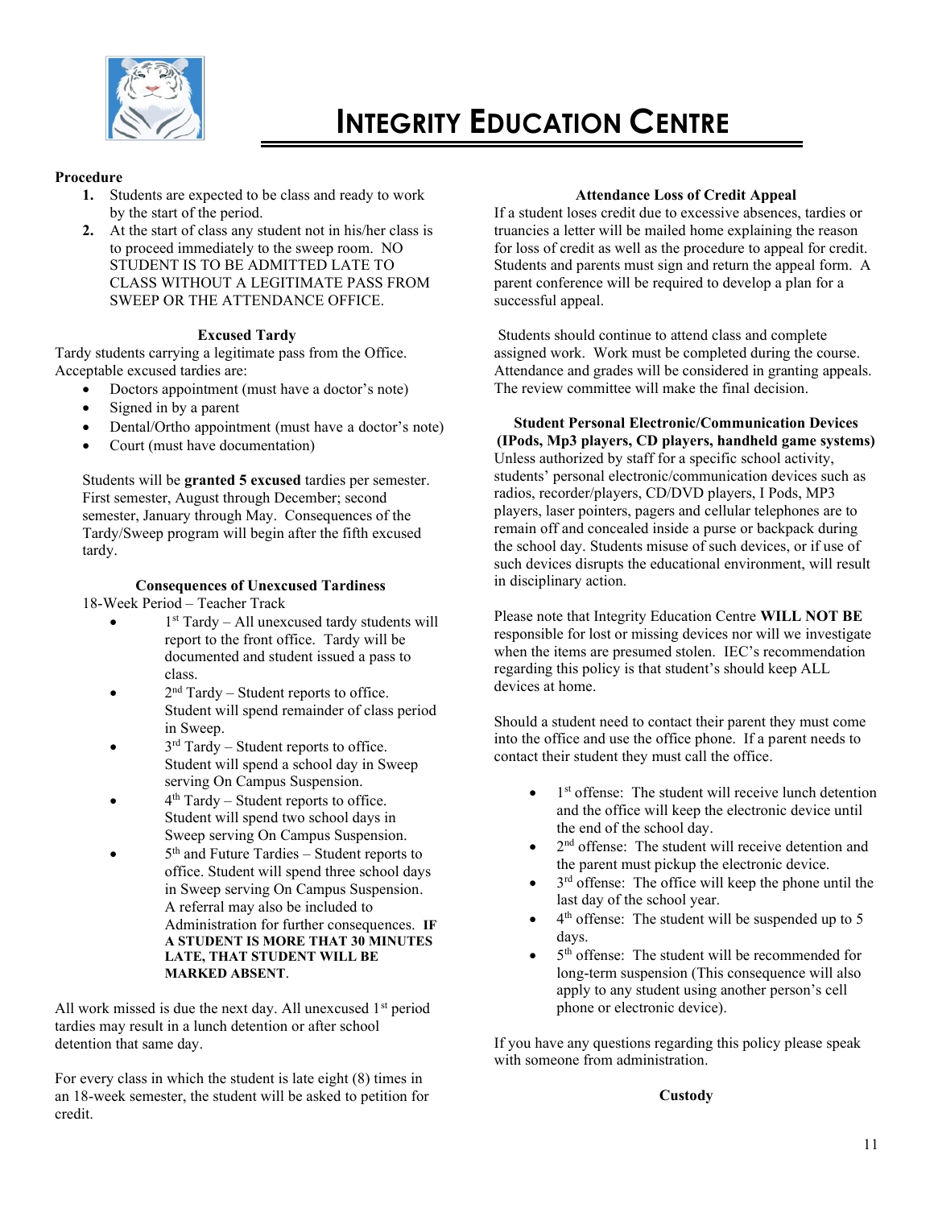# INTEGRITY EDUCATION CENTRE

**Procedure**

1. Students are expected to be class and ready to work by the start of the period.
2. At the start of class any student not in his/her class is to proceed immediately to the sweep room. NO STUDENT IS TO BE ADMITTED LATE TO CLASS WITHOUT A LEGITIMATE PASS FROM SWEEP OR THE ATTENDANCE OFFICE.

**Excused Tardy**

Tardy students carrying a legitimate pass from the Office. Acceptable excused tardies are:

- Doctors appointment (must have a doctor's note)
- Signed in by a parent
- Dental/Ortho appointment (must have a doctor's note)
- Court (must have documentation)

Students will be **granted 5 excused** tardies per semester. First semester, August through December; second semester, January through May. Consequences of the Tardy/Sweep program will begin after the fifth excused tardy.

**Consequences of Unexcused Tardiness**

18-Week Period – Teacher Track

- 1st Tardy – All unexcused tardy students will report to the front office. Tardy will be documented and student issued a pass to class.
- 2nd Tardy – Student reports to office. Student will spend remainder of class period in Sweep.
- 3rd Tardy – Student reports to office. Student will spend a school day in Sweep serving On Campus Suspension.
- 4th Tardy – Student reports to office. Student will spend two school days in Sweep serving On Campus Suspension.
- 5th and Future Tardies – Student reports to office. Student will spend three school days in Sweep serving On Campus Suspension. A referral may also be included to Administration for further consequences. **IF A STUDENT IS MORE THAT 30 MINUTES LATE, THAT STUDENT WILL BE MARKED ABSENT**.

All work missed is due the next day. All unexcused 1st period tardies may result in a lunch detention or after school detention that same day.

For every class in which the student is late eight (8) times in an 18-week semester, the student will be asked to petition for credit.

**Attendance Loss of Credit Appeal**

If a student loses credit due to excessive absences, tardies or truancies a letter will be mailed home explaining the reason for loss of credit as well as the procedure to appeal for credit. Students and parents must sign and return the appeal form. A parent conference will be required to develop a plan for a successful appeal.

Students should continue to attend class and complete assigned work. Work must be completed during the course. Attendance and grades will be considered in granting appeals. The review committee will make the final decision.

**Student Personal Electronic/Communication Devices (IPods, Mp3 players, CD players, handheld game systems)**

Unless authorized by staff for a specific school activity, students' personal electronic/communication devices such as radios, recorder/players, CD/DVD players, I Pods, MP3 players, laser pointers, pagers and cellular telephones are to remain off and concealed inside a purse or backpack during the school day. Students misuse of such devices, or if use of such devices disrupts the educational environment, will result in disciplinary action.

Please note that Integrity Education Centre **WILL NOT BE** responsible for lost or missing devices nor will we investigate when the items are presumed stolen. IEC's recommendation regarding this policy is that student's should keep ALL devices at home.

Should a student need to contact their parent they must come into the office and use the office phone. If a parent needs to contact their student they must call the office.

- 1st offense: The student will receive lunch detention and the office will keep the electronic device until the end of the school day.
- 2nd offense: The student will receive detention and the parent must pickup the electronic device.
- 3rd offense: The office will keep the phone until the last day of the school year.
- 4th offense: The student will be suspended up to 5 days.
- 5th offense: The student will be recommended for long-term suspension (This consequence will also apply to any student using another person's cell phone or electronic device).

If you have any questions regarding this policy please speak with someone from administration.

**Custody**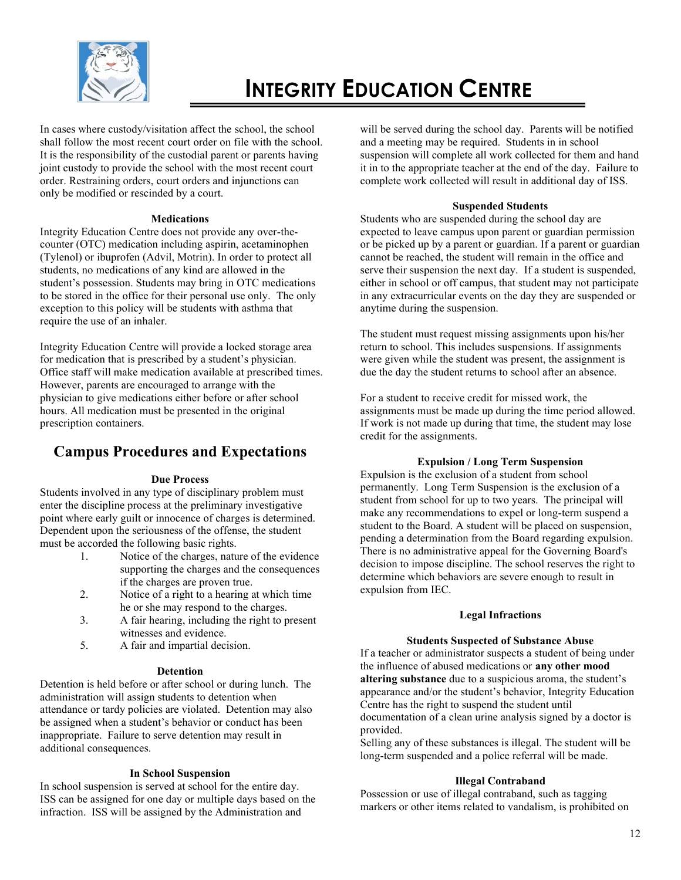In cases where custody/visitation affect the school, the school shall follow the most recent court order on file with the school. It is the responsibility of the custodial parent or parents having joint custody to provide the school with the most recent court order. Restraining orders, court orders and injunctions can only be modified or rescinded by a court.

**Medications**

Integrity Education Centre does not provide any over-the-counter (OTC) medication including aspirin, acetaminophen (Tylenol) or ibuprofen (Advil, Motrin). In order to protect all students, no medications of any kind are allowed in the student's possession. Students may bring in OTC medications to be stored in the office for their personal use only. The only exception to this policy will be students with asthma that require the use of an inhaler.

Integrity Education Centre will provide a locked storage area for medication that is prescribed by a student's physician. Office staff will make medication available at prescribed times. However, parents are encouraged to arrange with the physician to give medications either before or after school hours. All medication must be presented in the original prescription containers.

## Campus Procedures and Expectations

**Due Process**

Students involved in any type of disciplinary problem must enter the discipline process at the preliminary investigative point where early guilt or innocence of charges is determined. Dependent upon the seriousness of the offense, the student must be accorded the following basic rights.

1. Notice of the charges, nature of the evidence supporting the charges and the consequences if the charges are proven true.
2. Notice of a right to a hearing at which time he or she may respond to the charges.
3. A fair hearing, including the right to present witnesses and evidence.
5. A fair and impartial decision.

**Detention**

Detention is held before or after school or during lunch. The administration will assign students to detention when attendance or tardy policies are violated. Detention may also be assigned when a student's behavior or conduct has been inappropriate. Failure to serve detention may result in additional consequences.

**In School Suspension**

In school suspension is served at school for the entire day. ISS can be assigned for one day or multiple days based on the infraction. ISS will be assigned by the Administration and will be served during the school day. Parents will be notified and a meeting may be required. Students in in school suspension will complete all work collected for them and hand it in to the appropriate teacher at the end of the day. Failure to complete work collected will result in additional day of ISS.

**Suspended Students**

Students who are suspended during the school day are expected to leave campus upon parent or guardian permission or be picked up by a parent or guardian. If a parent or guardian cannot be reached, the student will remain in the office and serve their suspension the next day. If a student is suspended, either in school or off campus, that student may not participate in any extracurricular events on the day they are suspended or anytime during the suspension.

The student must request missing assignments upon his/her return to school. This includes suspensions. If assignments were given while the student was present, the assignment is due the day the student returns to school after an absence.

For a student to receive credit for missed work, the assignments must be made up during the time period allowed. If work is not made up during that time, the student may lose credit for the assignments.

**Expulsion / Long Term Suspension**

Expulsion is the exclusion of a student from school permanently. Long Term Suspension is the exclusion of a student from school for up to two years. The principal will make any recommendations to expel or long-term suspend a student to the Board. A student will be placed on suspension, pending a determination from the Board regarding expulsion. There is no administrative appeal for the Governing Board's decision to impose discipline. The school reserves the right to determine which behaviors are severe enough to result in expulsion from IEC.

**Legal Infractions**

**Students Suspected of Substance Abuse**

If a teacher or administrator suspects a student of being under the influence of abused medications or **any other mood altering substance** due to a suspicious aroma, the student's appearance and/or the student's behavior, Integrity Education Centre has the right to suspend the student until documentation of a clean urine analysis signed by a doctor is provided.
Selling any of these substances is illegal. The student will be long-term suspended and a police referral will be made.

**Illegal Contraband**

Possession or use of illegal contraband, such as tagging markers or other items related to vandalism, is prohibited on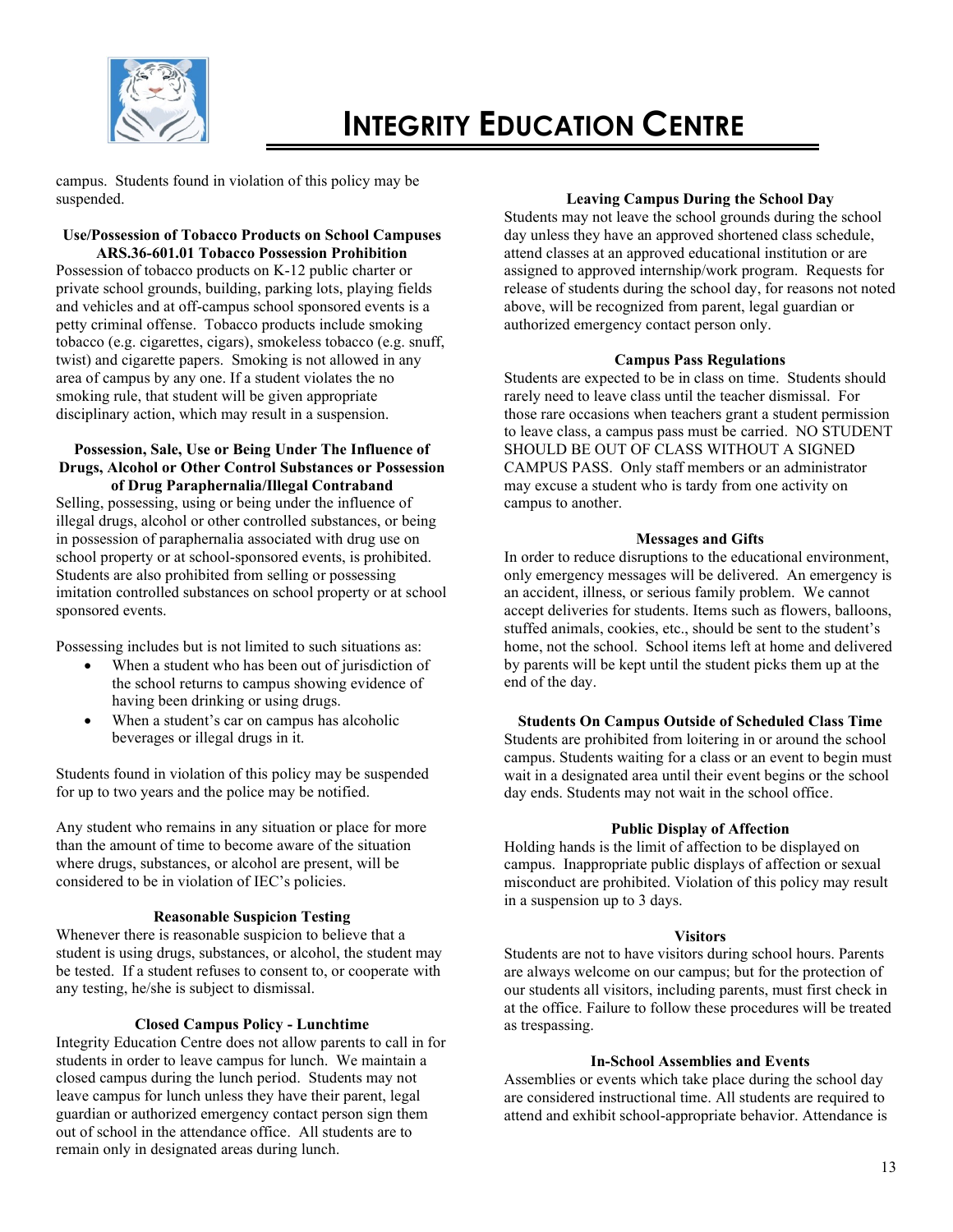campus. Students found in violation of this policy may be suspended.

### Use/Possession of Tobacco Products on School Campuses ARS.36-601.01 Tobacco Possession Prohibition

Possession of tobacco products on K-12 public charter or private school grounds, building, parking lots, playing fields and vehicles and at off-campus school sponsored events is a petty criminal offense. Tobacco products include smoking tobacco (e.g. cigarettes, cigars), smokeless tobacco (e.g. snuff, twist) and cigarette papers. Smoking is not allowed in any area of campus by any one. If a student violates the no smoking rule, that student will be given appropriate disciplinary action, which may result in a suspension.

### Possession, Sale, Use or Being Under The Influence of Drugs, Alcohol or Other Control Substances or Possession of Drug Paraphernalia/Illegal Contraband

Selling, possessing, using or being under the influence of illegal drugs, alcohol or other controlled substances, or being in possession of paraphernalia associated with drug use on school property or at school-sponsored events, is prohibited. Students are also prohibited from selling or possessing imitation controlled substances on school property or at school sponsored events.

Possessing includes but is not limited to such situations as:

- When a student who has been out of jurisdiction of the school returns to campus showing evidence of having been drinking or using drugs.
- When a student's car on campus has alcoholic beverages or illegal drugs in it.

Students found in violation of this policy may be suspended for up to two years and the police may be notified.

Any student who remains in any situation or place for more than the amount of time to become aware of the situation where drugs, substances, or alcohol are present, will be considered to be in violation of IEC's policies.

### Reasonable Suspicion Testing

Whenever there is reasonable suspicion to believe that a student is using drugs, substances, or alcohol, the student may be tested. If a student refuses to consent to, or cooperate with any testing, he/she is subject to dismissal.

### Closed Campus Policy - Lunchtime

Integrity Education Centre does not allow parents to call in for students in order to leave campus for lunch. We maintain a closed campus during the lunch period. Students may not leave campus for lunch unless they have their parent, legal guardian or authorized emergency contact person sign them out of school in the attendance office. All students are to remain only in designated areas during lunch.

### Leaving Campus During the School Day

Students may not leave the school grounds during the school day unless they have an approved shortened class schedule, attend classes at an approved educational institution or are assigned to approved internship/work program. Requests for release of students during the school day, for reasons not noted above, will be recognized from parent, legal guardian or authorized emergency contact person only.

### Campus Pass Regulations

Students are expected to be in class on time. Students should rarely need to leave class until the teacher dismissal. For those rare occasions when teachers grant a student permission to leave class, a campus pass must be carried. NO STUDENT SHOULD BE OUT OF CLASS WITHOUT A SIGNED CAMPUS PASS. Only staff members or an administrator may excuse a student who is tardy from one activity on campus to another.

### Messages and Gifts

In order to reduce disruptions to the educational environment, only emergency messages will be delivered. An emergency is an accident, illness, or serious family problem. We cannot accept deliveries for students. Items such as flowers, balloons, stuffed animals, cookies, etc., should be sent to the student's home, not the school. School items left at home and delivered by parents will be kept until the student picks them up at the end of the day.

### Students On Campus Outside of Scheduled Class Time

Students are prohibited from loitering in or around the school campus. Students waiting for a class or an event to begin must wait in a designated area until their event begins or the school day ends. Students may not wait in the school office.

### Public Display of Affection

Holding hands is the limit of affection to be displayed on campus. Inappropriate public displays of affection or sexual misconduct are prohibited. Violation of this policy may result in a suspension up to 3 days.

### Visitors

Students are not to have visitors during school hours. Parents are always welcome on our campus; but for the protection of our students all visitors, including parents, must first check in at the office. Failure to follow these procedures will be treated as trespassing.

### In-School Assemblies and Events

Assemblies or events which take place during the school day are considered instructional time. All students are required to attend and exhibit school-appropriate behavior. Attendance is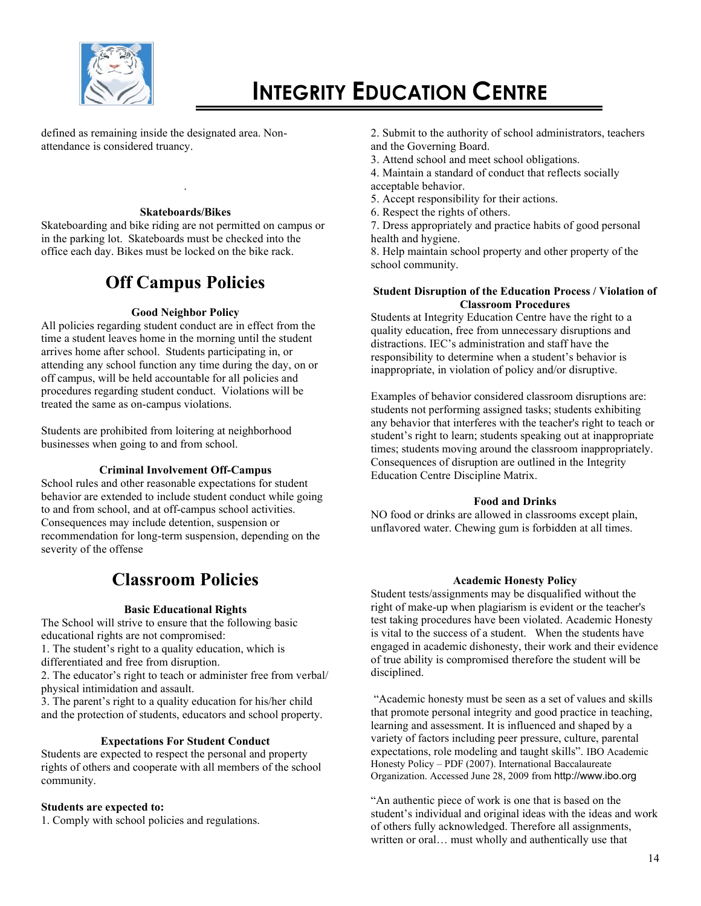defined as remaining inside the designated area. Non-attendance is considered truancy.

.

### Skateboards/Bikes

Skateboarding and bike riding are not permitted on campus or in the parking lot. Skateboards must be checked into the office each day. Bikes must be locked on the bike rack.

## Off Campus Policies

### Good Neighbor Policy

All policies regarding student conduct are in effect from the time a student leaves home in the morning until the student arrives home after school. Students participating in, or attending any school function any time during the day, on or off campus, will be held accountable for all policies and procedures regarding student conduct. Violations will be treated the same as on-campus violations.

Students are prohibited from loitering at neighborhood businesses when going to and from school.

### Criminal Involvement Off-Campus

School rules and other reasonable expectations for student behavior are extended to include student conduct while going to and from school, and at off-campus school activities. Consequences may include detention, suspension or recommendation for long-term suspension, depending on the severity of the offense

## Classroom Policies

### Basic Educational Rights

The School will strive to ensure that the following basic educational rights are not compromised:

1. The student's right to a quality education, which is differentiated and free from disruption.
2. The educator's right to teach or administer free from verbal/ physical intimidation and assault.
3. The parent's right to a quality education for his/her child and the protection of students, educators and school property.

### Expectations For Student Conduct

Students are expected to respect the personal and property rights of others and cooperate with all members of the school community.

**Students are expected to:**

1. Comply with school policies and regulations.
2. Submit to the authority of school administrators, teachers and the Governing Board.
3. Attend school and meet school obligations.
4. Maintain a standard of conduct that reflects socially acceptable behavior.
5. Accept responsibility for their actions.
6. Respect the rights of others.
7. Dress appropriately and practice habits of good personal health and hygiene.
8. Help maintain school property and other property of the school community.

### Student Disruption of the Education Process / Violation of Classroom Procedures

Students at Integrity Education Centre have the right to a quality education, free from unnecessary disruptions and distractions. IEC's administration and staff have the responsibility to determine when a student's behavior is inappropriate, in violation of policy and/or disruptive.

Examples of behavior considered classroom disruptions are: students not performing assigned tasks; students exhibiting any behavior that interferes with the teacher's right to teach or student's right to learn; students speaking out at inappropriate times; students moving around the classroom inappropriately. Consequences of disruption are outlined in the Integrity Education Centre Discipline Matrix.

### Food and Drinks

NO food or drinks are allowed in classrooms except plain, unflavored water. Chewing gum is forbidden at all times.

### Academic Honesty Policy

Student tests/assignments may be disqualified without the right of make-up when plagiarism is evident or the teacher's test taking procedures have been violated. Academic Honesty is vital to the success of a student. When the students have engaged in academic dishonesty, their work and their evidence of true ability is compromised therefore the student will be disciplined.

"Academic honesty must be seen as a set of values and skills that promote personal integrity and good practice in teaching, learning and assessment. It is influenced and shaped by a variety of factors including peer pressure, culture, parental expectations, role modeling and taught skills". IBO Academic Honesty Policy – PDF (2007). International Baccalaureate Organization. Accessed June 28, 2009 from http://www.ibo.org

"An authentic piece of work is one that is based on the student's individual and original ideas with the ideas and work of others fully acknowledged. Therefore all assignments, written or oral… must wholly and authentically use that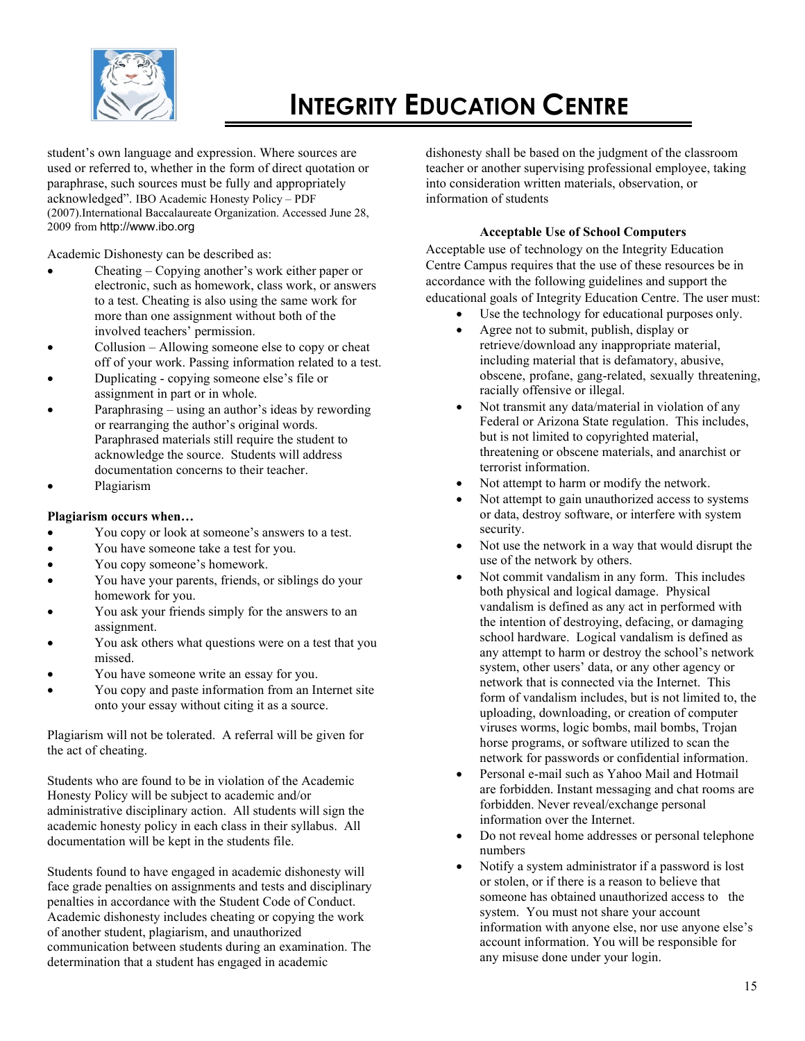student's own language and expression. Where sources are used or referred to, whether in the form of direct quotation or paraphrase, such sources must be fully and appropriately acknowledged". IBO Academic Honesty Policy – PDF (2007).International Baccalaureate Organization. Accessed June 28, 2009 from http://www.ibo.org

Academic Dishonesty can be described as:

- Cheating – Copying another's work either paper or electronic, such as homework, class work, or answers to a test. Cheating is also using the same work for more than one assignment without both of the involved teachers' permission.
- Collusion – Allowing someone else to copy or cheat off of your work. Passing information related to a test.
- Duplicating - copying someone else's file or assignment in part or in whole.
- Paraphrasing – using an author's ideas by rewording or rearranging the author's original words. Paraphrased materials still require the student to acknowledge the source. Students will address documentation concerns to their teacher.
- Plagiarism

**Plagiarism occurs when…**

- You copy or look at someone's answers to a test.
- You have someone take a test for you.
- You copy someone's homework.
- You have your parents, friends, or siblings do your homework for you.
- You ask your friends simply for the answers to an assignment.
- You ask others what questions were on a test that you missed.
- You have someone write an essay for you.
- You copy and paste information from an Internet site onto your essay without citing it as a source.

Plagiarism will not be tolerated. A referral will be given for the act of cheating.

Students who are found to be in violation of the Academic Honesty Policy will be subject to academic and/or administrative disciplinary action. All students will sign the academic honesty policy in each class in their syllabus. All documentation will be kept in the students file.

Students found to have engaged in academic dishonesty will face grade penalties on assignments and tests and disciplinary penalties in accordance with the Student Code of Conduct. Academic dishonesty includes cheating or copying the work of another student, plagiarism, and unauthorized communication between students during an examination. The determination that a student has engaged in academic dishonesty shall be based on the judgment of the classroom teacher or another supervising professional employee, taking into consideration written materials, observation, or information of students

### Acceptable Use of School Computers

Acceptable use of technology on the Integrity Education Centre Campus requires that the use of these resources be in accordance with the following guidelines and support the educational goals of Integrity Education Centre. The user must:

- Use the technology for educational purposes only.
- Agree not to submit, publish, display or retrieve/download any inappropriate material, including material that is defamatory, abusive, obscene, profane, gang-related, sexually threatening, racially offensive or illegal.
- Not transmit any data/material in violation of any Federal or Arizona State regulation. This includes, but is not limited to copyrighted material, threatening or obscene materials, and anarchist or terrorist information.
- Not attempt to harm or modify the network.
- Not attempt to gain unauthorized access to systems or data, destroy software, or interfere with system security.
- Not use the network in a way that would disrupt the use of the network by others.
- Not commit vandalism in any form. This includes both physical and logical damage. Physical vandalism is defined as any act in performed with the intention of destroying, defacing, or damaging school hardware. Logical vandalism is defined as any attempt to harm or destroy the school's network system, other users' data, or any other agency or network that is connected via the Internet. This form of vandalism includes, but is not limited to, the uploading, downloading, or creation of computer viruses worms, logic bombs, mail bombs, Trojan horse programs, or software utilized to scan the network for passwords or confidential information.
- Personal e-mail such as Yahoo Mail and Hotmail are forbidden. Instant messaging and chat rooms are forbidden. Never reveal/exchange personal information over the Internet.
- Do not reveal home addresses or personal telephone numbers
- Notify a system administrator if a password is lost or stolen, or if there is a reason to believe that someone has obtained unauthorized access to the system. You must not share your account information with anyone else, nor use anyone else's account information. You will be responsible for any misuse done under your login.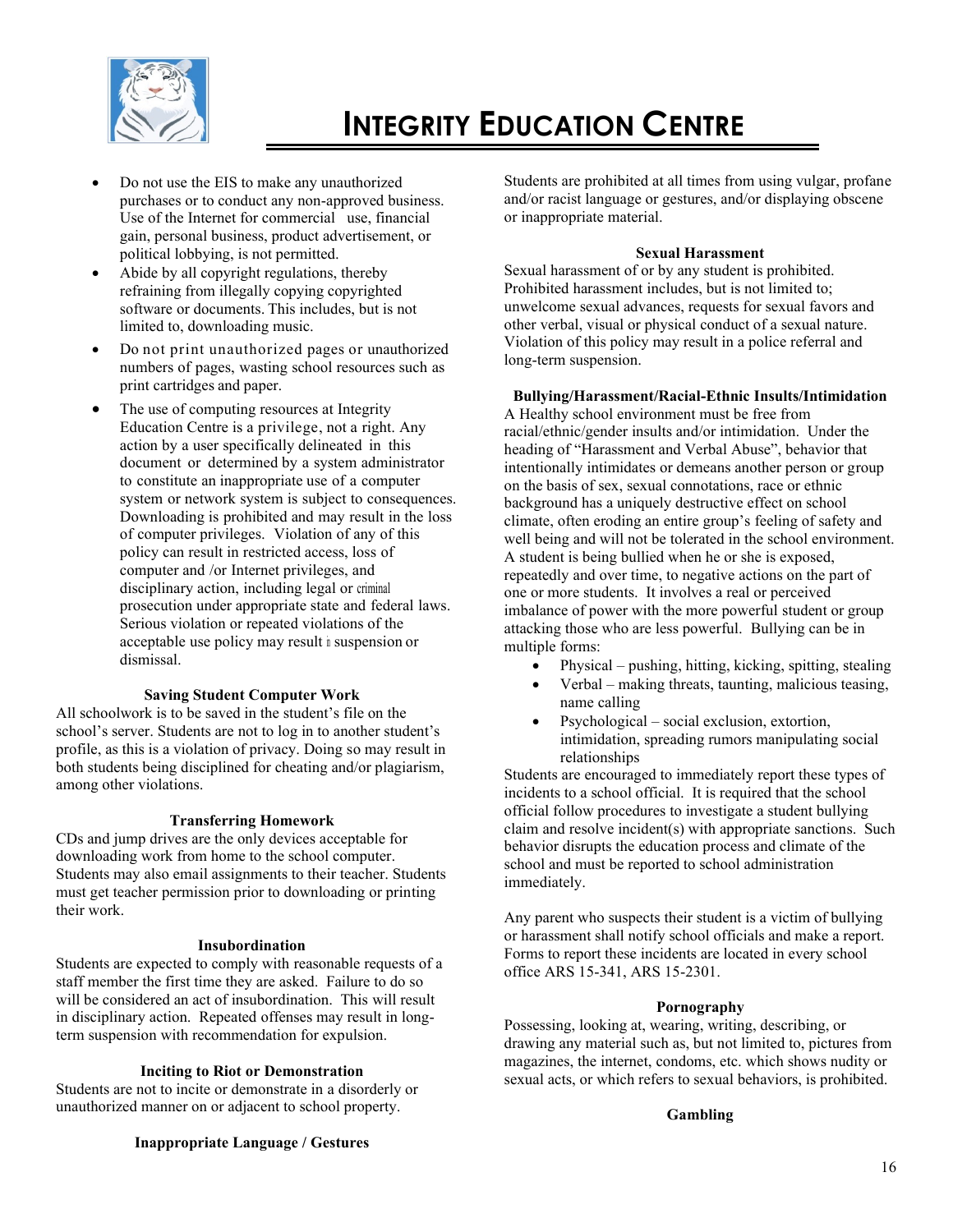- Do not use the EIS to make any unauthorized purchases or to conduct any non-approved business. Use of the Internet for commercial use, financial gain, personal business, product advertisement, or political lobbying, is not permitted.
- Abide by all copyright regulations, thereby refraining from illegally copying copyrighted software or documents. This includes, but is not limited to, downloading music.
- Do not print unauthorized pages or unauthorized numbers of pages, wasting school resources such as print cartridges and paper.
- The use of computing resources at Integrity Education Centre is a privilege, not a right. Any action by a user specifically delineated in this document or determined by a system administrator to constitute an inappropriate use of a computer system or network system is subject to consequences. Downloading is prohibited and may result in the loss of computer privileges. Violation of any of this policy can result in restricted access, loss of computer and /or Internet privileges, and disciplinary action, including legal or criminal prosecution under appropriate state and federal laws. Serious violation or repeated violations of the acceptable use policy may result in suspension or dismissal.

### Saving Student Computer Work

All schoolwork is to be saved in the student's file on the school's server. Students are not to log in to another student's profile, as this is a violation of privacy. Doing so may result in both students being disciplined for cheating and/or plagiarism, among other violations.

### Transferring Homework

CDs and jump drives are the only devices acceptable for downloading work from home to the school computer. Students may also email assignments to their teacher. Students must get teacher permission prior to downloading or printing their work.

### Insubordination

Students are expected to comply with reasonable requests of a staff member the first time they are asked. Failure to do so will be considered an act of insubordination. This will result in disciplinary action. Repeated offenses may result in long-term suspension with recommendation for expulsion.

### Inciting to Riot or Demonstration

Students are not to incite or demonstrate in a disorderly or unauthorized manner on or adjacent to school property.

### Inappropriate Language / Gestures

Students are prohibited at all times from using vulgar, profane and/or racist language or gestures, and/or displaying obscene or inappropriate material.

### Sexual Harassment

Sexual harassment of or by any student is prohibited. Prohibited harassment includes, but is not limited to; unwelcome sexual advances, requests for sexual favors and other verbal, visual or physical conduct of a sexual nature. Violation of this policy may result in a police referral and long-term suspension.

### Bullying/Harassment/Racial-Ethnic Insults/Intimidation

A Healthy school environment must be free from racial/ethnic/gender insults and/or intimidation. Under the heading of "Harassment and Verbal Abuse", behavior that intentionally intimidates or demeans another person or group on the basis of sex, sexual connotations, race or ethnic background has a uniquely destructive effect on school climate, often eroding an entire group's feeling of safety and well being and will not be tolerated in the school environment. A student is being bullied when he or she is exposed, repeatedly and over time, to negative actions on the part of one or more students. It involves a real or perceived imbalance of power with the more powerful student or group attacking those who are less powerful. Bullying can be in multiple forms:

- Physical – pushing, hitting, kicking, spitting, stealing
- Verbal – making threats, taunting, malicious teasing, name calling
- Psychological – social exclusion, extortion, intimidation, spreading rumors manipulating social relationships

Students are encouraged to immediately report these types of incidents to a school official. It is required that the school official follow procedures to investigate a student bullying claim and resolve incident(s) with appropriate sanctions. Such behavior disrupts the education process and climate of the school and must be reported to school administration immediately.

Any parent who suspects their student is a victim of bullying or harassment shall notify school officials and make a report. Forms to report these incidents are located in every school office ARS 15-341, ARS 15-2301.

### Pornography

Possessing, looking at, wearing, writing, describing, or drawing any material such as, but not limited to, pictures from magazines, the internet, condoms, etc. which shows nudity or sexual acts, or which refers to sexual behaviors, is prohibited.

### Gambling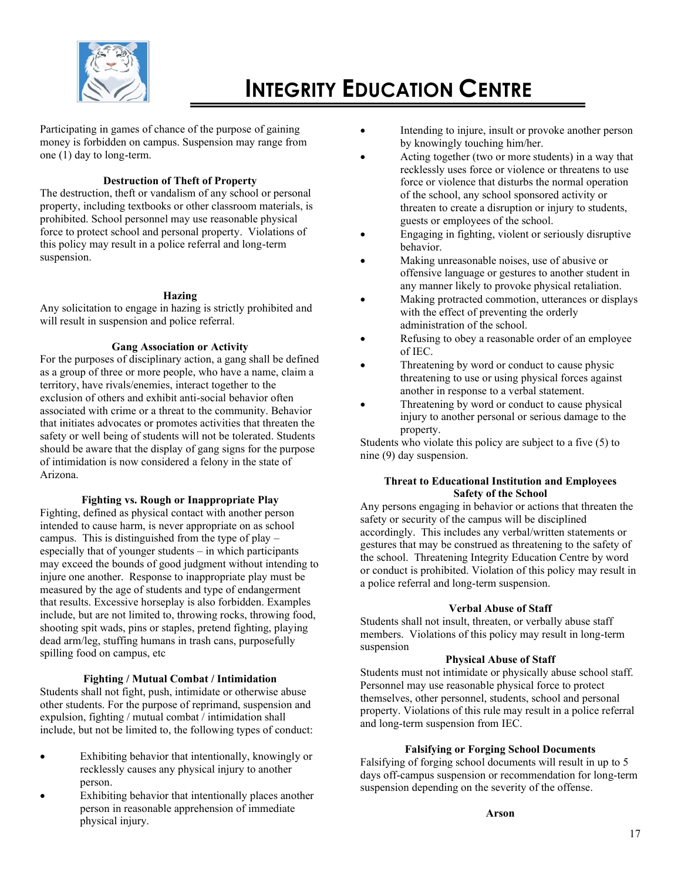Participating in games of chance of the purpose of gaining money is forbidden on campus. Suspension may range from one (1) day to long-term.

**Destruction of Theft of Property**

The destruction, theft or vandalism of any school or personal property, including textbooks or other classroom materials, is prohibited. School personnel may use reasonable physical force to protect school and personal property. Violations of this policy may result in a police referral and long-term suspension.

**Hazing**

Any solicitation to engage in hazing is strictly prohibited and will result in suspension and police referral.

**Gang Association or Activity**

For the purposes of disciplinary action, a gang shall be defined as a group of three or more people, who have a name, claim a territory, have rivals/enemies, interact together to the exclusion of others and exhibit anti-social behavior often associated with crime or a threat to the community. Behavior that initiates advocates or promotes activities that threaten the safety or well being of students will not be tolerated. Students should be aware that the display of gang signs for the purpose of intimidation is now considered a felony in the state of Arizona.

**Fighting vs. Rough or Inappropriate Play**

Fighting, defined as physical contact with another person intended to cause harm, is never appropriate on as school campus. This is distinguished from the type of play – especially that of younger students – in which participants may exceed the bounds of good judgment without intending to injure one another. Response to inappropriate play must be measured by the age of students and type of endangerment that results. Excessive horseplay is also forbidden. Examples include, but are not limited to, throwing rocks, throwing food, shooting spit wads, pins or staples, pretend fighting, playing dead arm/leg, stuffing humans in trash cans, purposefully spilling food on campus, etc

**Fighting / Mutual Combat / Intimidation**

Students shall not fight, push, intimidate or otherwise abuse other students. For the purpose of reprimand, suspension and expulsion, fighting / mutual combat / intimidation shall include, but not be limited to, the following types of conduct:

- Exhibiting behavior that intentionally, knowingly or recklessly causes any physical injury to another person.
- Exhibiting behavior that intentionally places another person in reasonable apprehension of immediate physical injury.
- Intending to injure, insult or provoke another person by knowingly touching him/her.
- Acting together (two or more students) in a way that recklessly uses force or violence or threatens to use force or violence that disturbs the normal operation of the school, any school sponsored activity or threaten to create a disruption or injury to students, guests or employees of the school.
- Engaging in fighting, violent or seriously disruptive behavior.
- Making unreasonable noises, use of abusive or offensive language or gestures to another student in any manner likely to provoke physical retaliation.
- Making protracted commotion, utterances or displays with the effect of preventing the orderly administration of the school.
- Refusing to obey a reasonable order of an employee of IEC.
- Threatening by word or conduct to cause physic threatening to use or using physical forces against another in response to a verbal statement.
- Threatening by word or conduct to cause physical injury to another personal or serious damage to the property.

Students who violate this policy are subject to a five (5) to nine (9) day suspension.

**Threat to Educational Institution and Employees Safety of the School**

Any persons engaging in behavior or actions that threaten the safety or security of the campus will be disciplined accordingly. This includes any verbal/written statements or gestures that may be construed as threatening to the safety of the school. Threatening Integrity Education Centre by word or conduct is prohibited. Violation of this policy may result in a police referral and long-term suspension.

**Verbal Abuse of Staff**

Students shall not insult, threaten, or verbally abuse staff members. Violations of this policy may result in long-term suspension

**Physical Abuse of Staff**

Students must not intimidate or physically abuse school staff. Personnel may use reasonable physical force to protect themselves, other personnel, students, school and personal property. Violations of this rule may result in a police referral and long-term suspension from IEC.

**Falsifying or Forging School Documents**

Falsifying of forging school documents will result in up to 5 days off-campus suspension or recommendation for long-term suspension depending on the severity of the offense.

**Arson**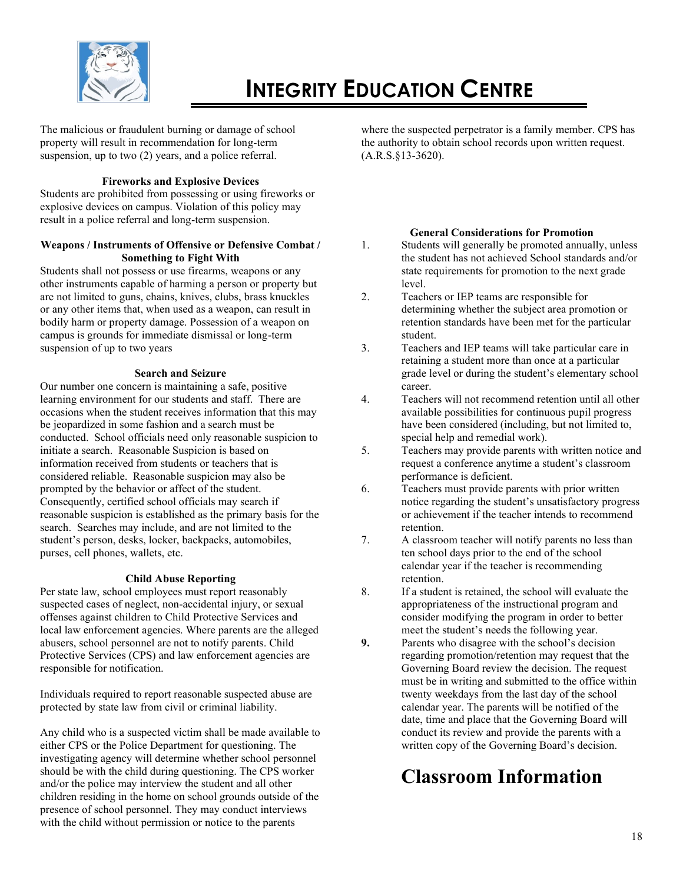The malicious or fraudulent burning or damage of school property will result in recommendation for long-term suspension, up to two (2) years, and a police referral.

**Fireworks and Explosive Devices**

Students are prohibited from possessing or using fireworks or explosive devices on campus. Violation of this policy may result in a police referral and long-term suspension.

**Weapons / Instruments of Offensive or Defensive Combat / Something to Fight With**

Students shall not possess or use firearms, weapons or any other instruments capable of harming a person or property but are not limited to guns, chains, knives, clubs, brass knuckles or any other items that, when used as a weapon, can result in bodily harm or property damage. Possession of a weapon on campus is grounds for immediate dismissal or long-term suspension of up to two years

**Search and Seizure**

Our number one concern is maintaining a safe, positive learning environment for our students and staff. There are occasions when the student receives information that this may be jeopardized in some fashion and a search must be conducted. School officials need only reasonable suspicion to initiate a search. Reasonable Suspicion is based on information received from students or teachers that is considered reliable. Reasonable suspicion may also be prompted by the behavior or affect of the student. Consequently, certified school officials may search if reasonable suspicion is established as the primary basis for the search. Searches may include, and are not limited to the student's person, desks, locker, backpacks, automobiles, purses, cell phones, wallets, etc.

**Child Abuse Reporting**

Per state law, school employees must report reasonably suspected cases of neglect, non-accidental injury, or sexual offenses against children to Child Protective Services and local law enforcement agencies. Where parents are the alleged abusers, school personnel are not to notify parents. Child Protective Services (CPS) and law enforcement agencies are responsible for notification.

Individuals required to report reasonable suspected abuse are protected by state law from civil or criminal liability.

Any child who is a suspected victim shall be made available to either CPS or the Police Department for questioning. The investigating agency will determine whether school personnel should be with the child during questioning. The CPS worker and/or the police may interview the student and all other children residing in the home on school grounds outside of the presence of school personnel. They may conduct interviews with the child without permission or notice to the parents where the suspected perpetrator is a family member. CPS has the authority to obtain school records upon written request. (A.R.S.§13-3620).

**General Considerations for Promotion**

1. Students will generally be promoted annually, unless the student has not achieved School standards and/or state requirements for promotion to the next grade level.
2. Teachers or IEP teams are responsible for determining whether the subject area promotion or retention standards have been met for the particular student.
3. Teachers and IEP teams will take particular care in retaining a student more than once at a particular grade level or during the student's elementary school career.
4. Teachers will not recommend retention until all other available possibilities for continuous pupil progress have been considered (including, but not limited to, special help and remedial work).
5. Teachers may provide parents with written notice and request a conference anytime a student's classroom performance is deficient.
6. Teachers must provide parents with prior written notice regarding the student's unsatisfactory progress or achievement if the teacher intends to recommend retention.
7. A classroom teacher will notify parents no less than ten school days prior to the end of the school calendar year if the teacher is recommending retention.
8. If a student is retained, the school will evaluate the appropriateness of the instructional program and consider modifying the program in order to better meet the student's needs the following year.
9. Parents who disagree with the school's decision regarding promotion/retention may request that the Governing Board review the decision. The request must be in writing and submitted to the office within twenty weekdays from the last day of the school calendar year. The parents will be notified of the date, time and place that the Governing Board will conduct its review and provide the parents with a written copy of the Governing Board's decision.

# Classroom Information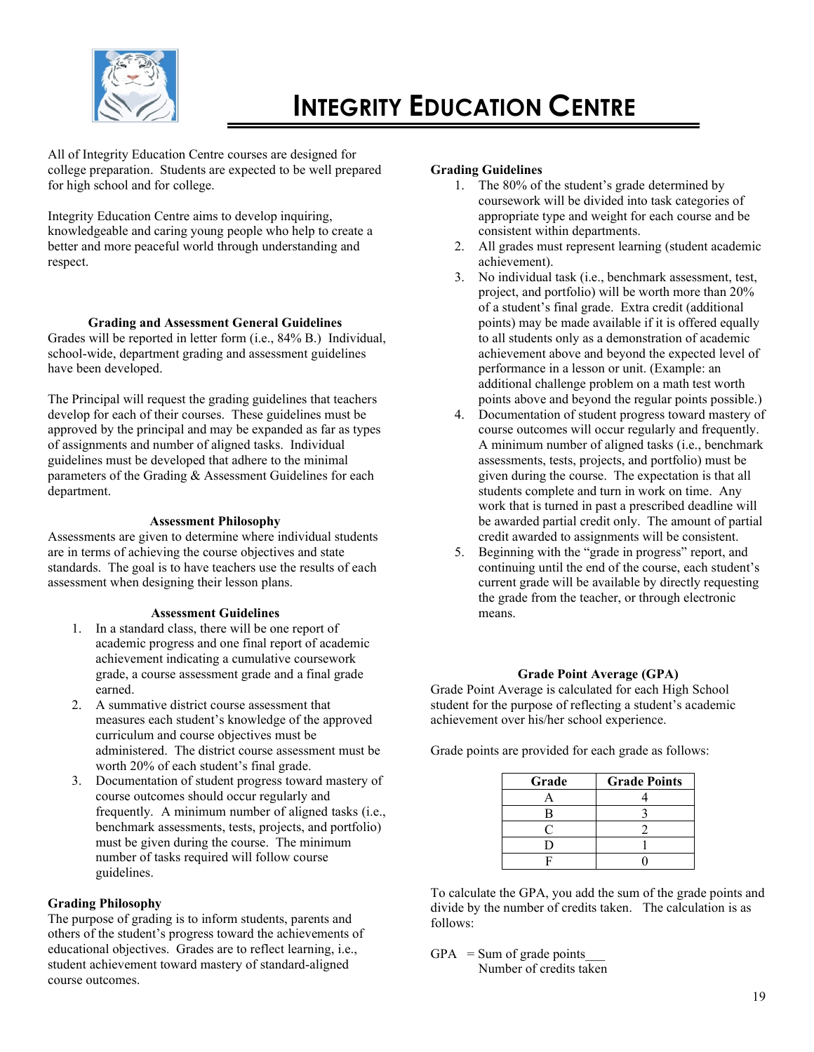# INTEGRITY EDUCATION CENTRE

All of Integrity Education Centre courses are designed for college preparation. Students are expected to be well prepared for high school and for college.

Integrity Education Centre aims to develop inquiring, knowledgeable and caring young people who help to create a better and more peaceful world through understanding and respect.

### Grading and Assessment General Guidelines

Grades will be reported in letter form (i.e., 84% B.) Individual, school-wide, department grading and assessment guidelines have been developed.

The Principal will request the grading guidelines that teachers develop for each of their courses. These guidelines must be approved by the principal and may be expanded as far as types of assignments and number of aligned tasks. Individual guidelines must be developed that adhere to the minimal parameters of the Grading & Assessment Guidelines for each department.

### Assessment Philosophy

Assessments are given to determine where individual students are in terms of achieving the course objectives and state standards. The goal is to have teachers use the results of each assessment when designing their lesson plans.

### Assessment Guidelines

1. In a standard class, there will be one report of academic progress and one final report of academic achievement indicating a cumulative coursework grade, a course assessment grade and a final grade earned.
2. A summative district course assessment that measures each student's knowledge of the approved curriculum and course objectives must be administered. The district course assessment must be worth 20% of each student's final grade.
3. Documentation of student progress toward mastery of course outcomes should occur regularly and frequently. A minimum number of aligned tasks (i.e., benchmark assessments, tests, projects, and portfolio) must be given during the course. The minimum number of tasks required will follow course guidelines.

### Grading Philosophy

The purpose of grading is to inform students, parents and others of the student's progress toward the achievements of educational objectives. Grades are to reflect learning, i.e., student achievement toward mastery of standard-aligned course outcomes.

### Grading Guidelines

1. The 80% of the student's grade determined by coursework will be divided into task categories of appropriate type and weight for each course and be consistent within departments.
2. All grades must represent learning (student academic achievement).
3. No individual task (i.e., benchmark assessment, test, project, and portfolio) will be worth more than 20% of a student's final grade. Extra credit (additional points) may be made available if it is offered equally to all students only as a demonstration of academic achievement above and beyond the expected level of performance in a lesson or unit. (Example: an additional challenge problem on a math test worth points above and beyond the regular points possible.)
4. Documentation of student progress toward mastery of course outcomes will occur regularly and frequently. A minimum number of aligned tasks (i.e., benchmark assessments, tests, projects, and portfolio) must be given during the course. The expectation is that all students complete and turn in work on time. Any work that is turned in past a prescribed deadline will be awarded partial credit only. The amount of partial credit awarded to assignments will be consistent.
5. Beginning with the "grade in progress" report, and continuing until the end of the course, each student's current grade will be available by directly requesting the grade from the teacher, or through electronic means.

### Grade Point Average (GPA)

Grade Point Average is calculated for each High School student for the purpose of reflecting a student's academic achievement over his/her school experience.

Grade points are provided for each grade as follows:

| Grade | Grade Points |
|---|---|
| A | 4 |
| B | 3 |
| C | 2 |
| D | 1 |
| F | 0 |

To calculate the GPA, you add the sum of the grade points and divide by the number of credits taken. The calculation is as follows:

$$\text{GPA} = \frac{\text{Sum of grade points}}{\text{Number of credits taken}}$$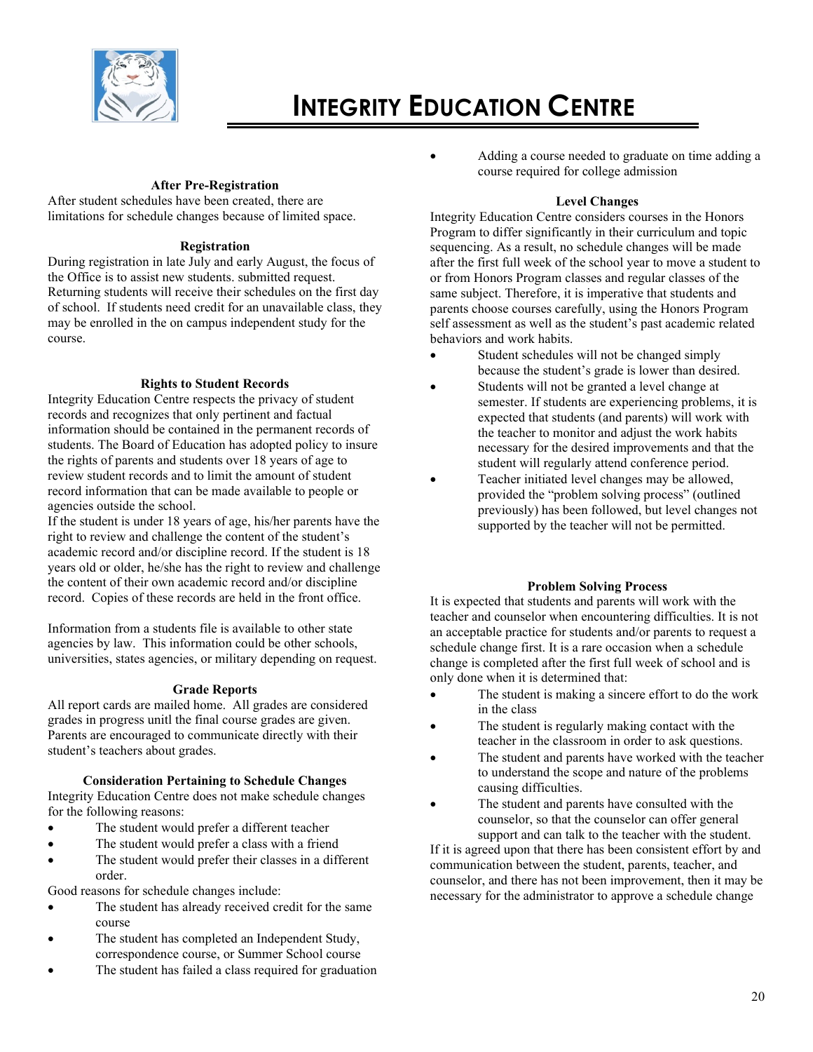# INTEGRITY EDUCATION CENTRE

### After Pre-Registration

After student schedules have been created, there are limitations for schedule changes because of limited space.

### Registration

During registration in late July and early August, the focus of the Office is to assist new students. submitted request. Returning students will receive their schedules on the first day of school. If students need credit for an unavailable class, they may be enrolled in the on campus independent study for the course.

### Rights to Student Records

Integrity Education Centre respects the privacy of student records and recognizes that only pertinent and factual information should be contained in the permanent records of students. The Board of Education has adopted policy to insure the rights of parents and students over 18 years of age to review student records and to limit the amount of student record information that can be made available to people or agencies outside the school.

If the student is under 18 years of age, his/her parents have the right to review and challenge the content of the student's academic record and/or discipline record. If the student is 18 years old or older, he/she has the right to review and challenge the content of their own academic record and/or discipline record. Copies of these records are held in the front office.

Information from a students file is available to other state agencies by law. This information could be other schools, universities, states agencies, or military depending on request.

### Grade Reports

All report cards are mailed home. All grades are considered grades in progress unitl the final course grades are given. Parents are encouraged to communicate directly with their student's teachers about grades.

### Consideration Pertaining to Schedule Changes

Integrity Education Centre does not make schedule changes for the following reasons:

- The student would prefer a different teacher
- The student would prefer a class with a friend
- The student would prefer their classes in a different order.

Good reasons for schedule changes include:

- The student has already received credit for the same course
- The student has completed an Independent Study, correspondence course, or Summer School course
- The student has failed a class required for graduation
- Adding a course needed to graduate on time adding a course required for college admission

### Level Changes

Integrity Education Centre considers courses in the Honors Program to differ significantly in their curriculum and topic sequencing. As a result, no schedule changes will be made after the first full week of the school year to move a student to or from Honors Program classes and regular classes of the same subject. Therefore, it is imperative that students and parents choose courses carefully, using the Honors Program self assessment as well as the student's past academic related behaviors and work habits.

- Student schedules will not be changed simply because the student's grade is lower than desired.
- Students will not be granted a level change at semester. If students are experiencing problems, it is expected that students (and parents) will work with the teacher to monitor and adjust the work habits necessary for the desired improvements and that the student will regularly attend conference period.
- Teacher initiated level changes may be allowed, provided the "problem solving process" (outlined previously) has been followed, but level changes not supported by the teacher will not be permitted.

### Problem Solving Process

It is expected that students and parents will work with the teacher and counselor when encountering difficulties. It is not an acceptable practice for students and/or parents to request a schedule change first. It is a rare occasion when a schedule change is completed after the first full week of school and is only done when it is determined that:

- The student is making a sincere effort to do the work in the class
- The student is regularly making contact with the teacher in the classroom in order to ask questions.
- The student and parents have worked with the teacher to understand the scope and nature of the problems causing difficulties.
- The student and parents have consulted with the counselor, so that the counselor can offer general support and can talk to the teacher with the student.

If it is agreed upon that there has been consistent effort by and communication between the student, parents, teacher, and counselor, and there has not been improvement, then it may be necessary for the administrator to approve a schedule change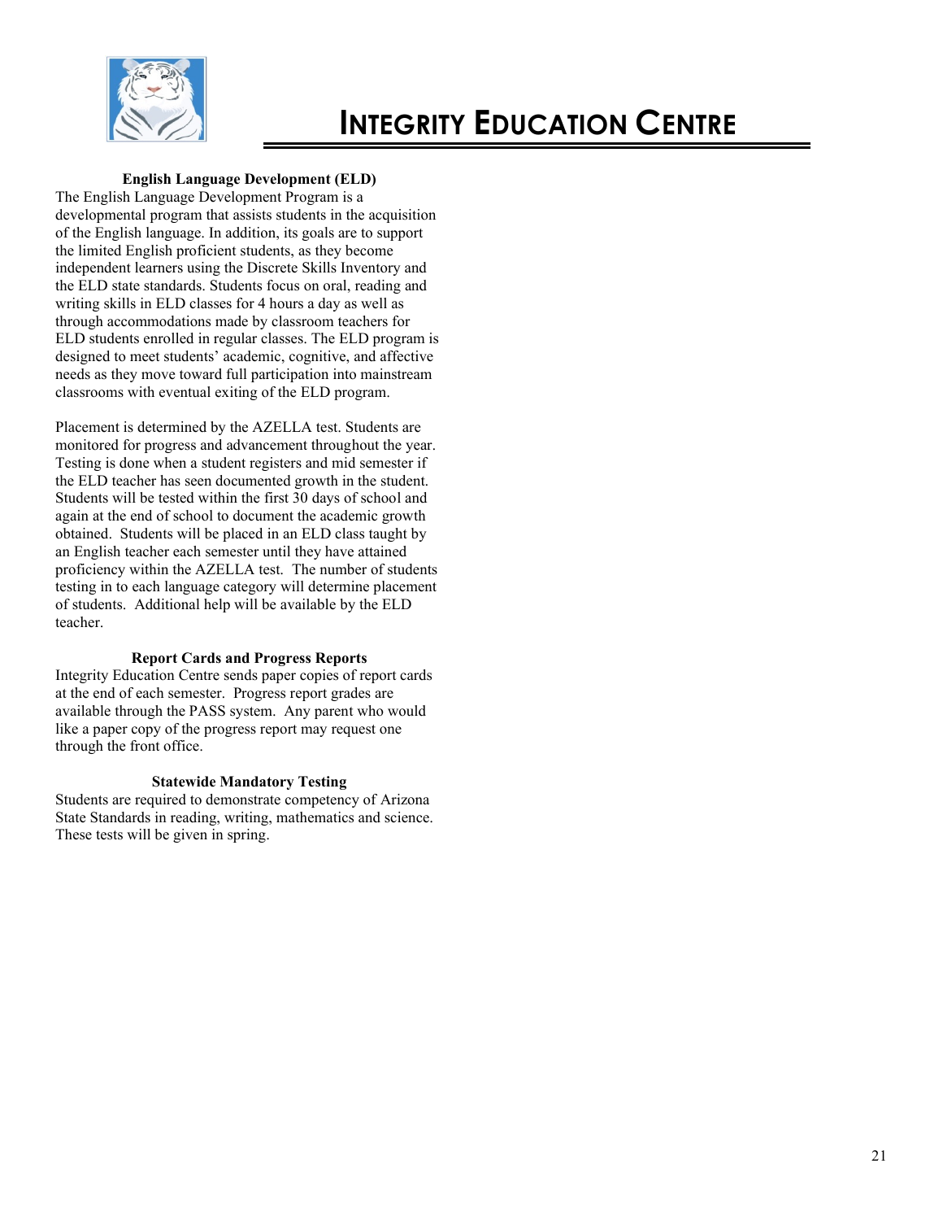## English Language Development (ELD)

The English Language Development Program is a developmental program that assists students in the acquisition of the English language. In addition, its goals are to support the limited English proficient students, as they become independent learners using the Discrete Skills Inventory and the ELD state standards. Students focus on oral, reading and writing skills in ELD classes for 4 hours a day as well as through accommodations made by classroom teachers for ELD students enrolled in regular classes. The ELD program is designed to meet students' academic, cognitive, and affective needs as they move toward full participation into mainstream classrooms with eventual exiting of the ELD program.

Placement is determined by the AZELLA test. Students are monitored for progress and advancement throughout the year. Testing is done when a student registers and mid semester if the ELD teacher has seen documented growth in the student. Students will be tested within the first 30 days of school and again at the end of school to document the academic growth obtained. Students will be placed in an ELD class taught by an English teacher each semester until they have attained proficiency within the AZELLA test. The number of students testing in to each language category will determine placement of students. Additional help will be available by the ELD teacher.

## Report Cards and Progress Reports

Integrity Education Centre sends paper copies of report cards at the end of each semester. Progress report grades are available through the PASS system. Any parent who would like a paper copy of the progress report may request one through the front office.

## Statewide Mandatory Testing

Students are required to demonstrate competency of Arizona State Standards in reading, writing, mathematics and science. These tests will be given in spring.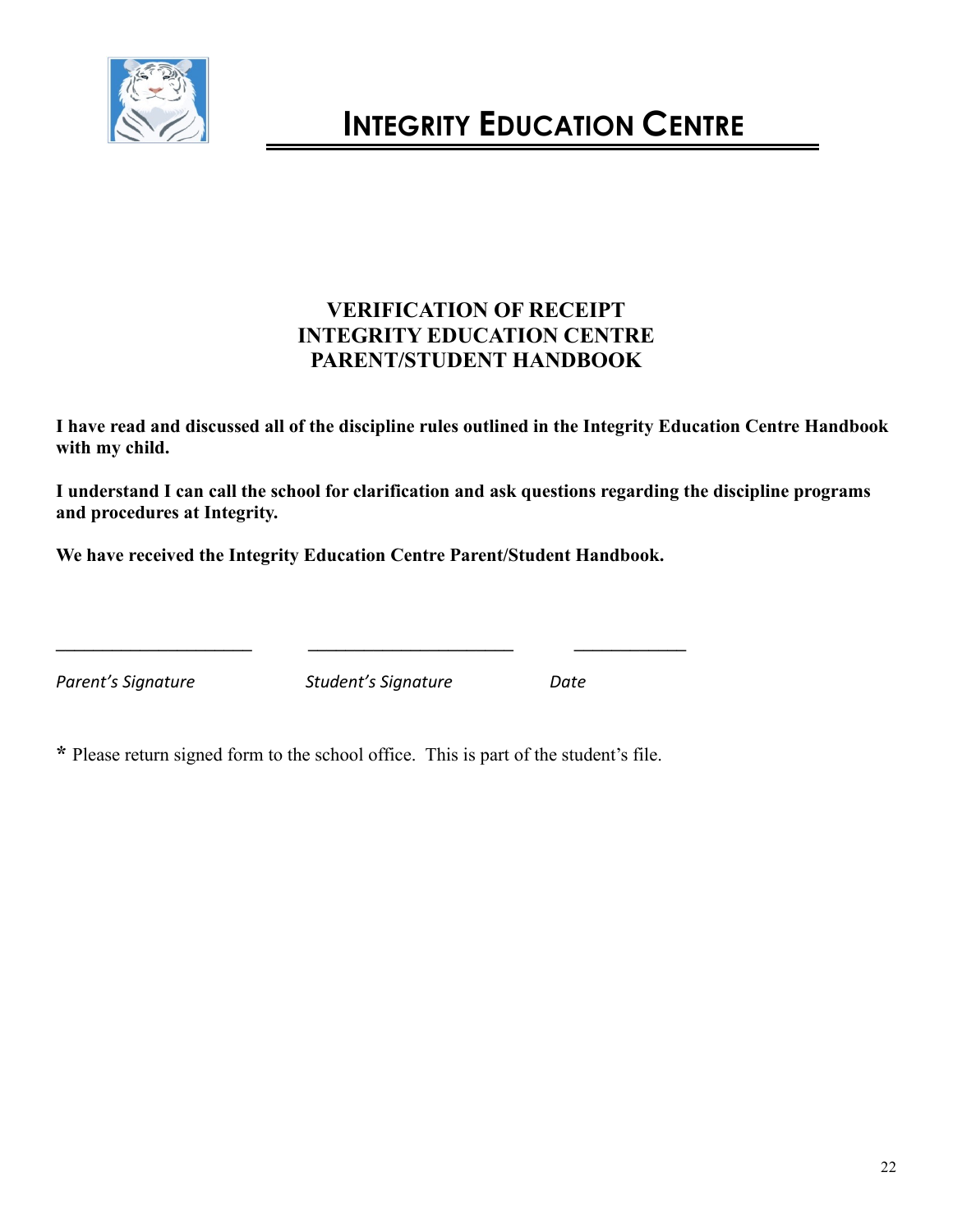# INTEGRITY EDUCATION CENTRE

## VERIFICATION OF RECEIPT
## INTEGRITY EDUCATION CENTRE
## PARENT/STUDENT HANDBOOK

**I have read and discussed all of the discipline rules outlined in the Integrity Education Centre Handbook with my child.**

**I understand I can call the school for clarification and ask questions regarding the discipline programs and procedures at Integrity.**

**We have received the Integrity Education Centre Parent/Student Handbook.**

_____________________ _____________________ ____________

*Parent's Signature* *Student's Signature* *Date*

* Please return signed form to the school office. This is part of the student's file.